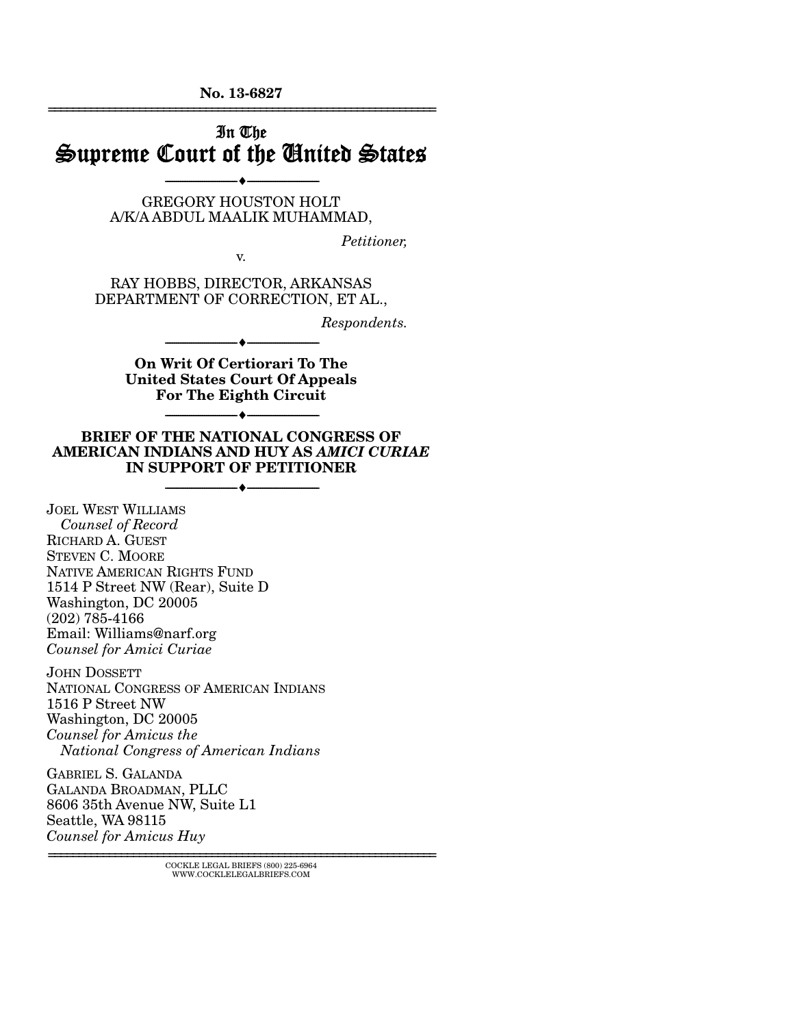No. 13-6827

# In The Supreme Court of the United States

---

GREGORY HOUSTON HOLT
A/K/A ABDUL MAALIK MUHAMMAD,

*Petitioner,*

v.

RAY HOBBS, DIRECTOR, ARKANSAS
DEPARTMENT OF CORRECTION, ET AL.,

*Respondents.*

---

**On Writ Of Certiorari To The United States Court Of Appeals For The Eighth Circuit**

---

**BRIEF OF THE NATIONAL CONGRESS OF AMERICAN INDIANS AND HUY AS *AMICI CURIAE* IN SUPPORT OF PETITIONER**

---

JOEL WEST WILLIAMS
*Counsel of Record*
RICHARD A. GUEST
STEVEN C. MOORE
NATIVE AMERICAN RIGHTS FUND
1514 P Street NW (Rear), Suite D
Washington, DC 20005
(202) 785-4166
Email: Williams@narf.org
*Counsel for Amici Curiae*

JOHN DOSSETT
NATIONAL CONGRESS OF AMERICAN INDIANS
1516 P Street NW
Washington, DC 20005
*Counsel for Amicus the National Congress of American Indians*

GABRIEL S. GALANDA
GALANDA BROADMAN, PLLC
8606 35th Avenue NW, Suite L1
Seattle, WA 98115
*Counsel for Amicus Huy*

COCKLE LEGAL BRIEFS (800) 225-6964
WWW.COCKLELEGALBRIEFS.COM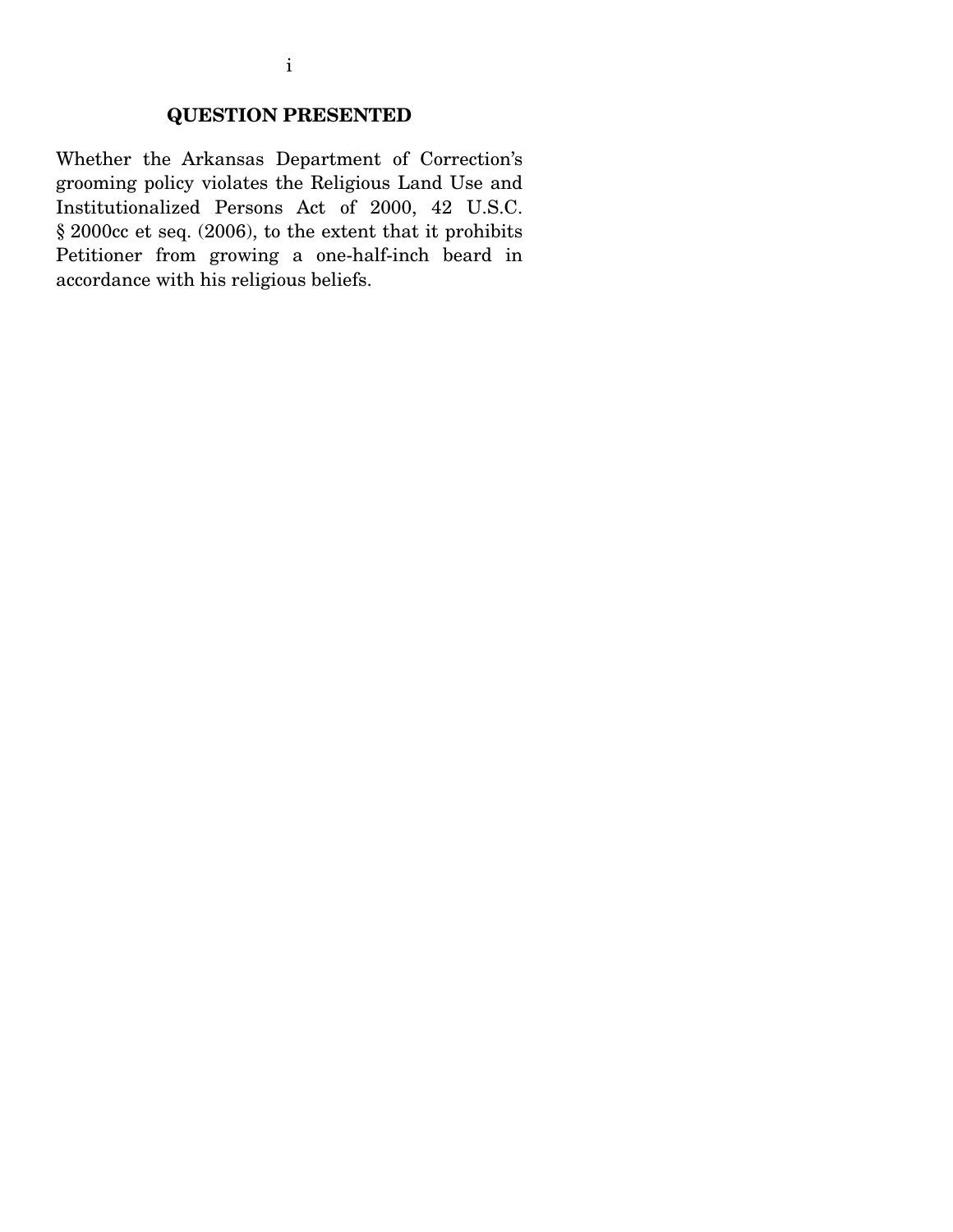## QUESTION PRESENTED

Whether the Arkansas Department of Correction's grooming policy violates the Religious Land Use and Institutionalized Persons Act of 2000, 42 U.S.C. § 2000cc et seq. (2006), to the extent that it prohibits Petitioner from growing a one-half-inch beard in accordance with his religious beliefs.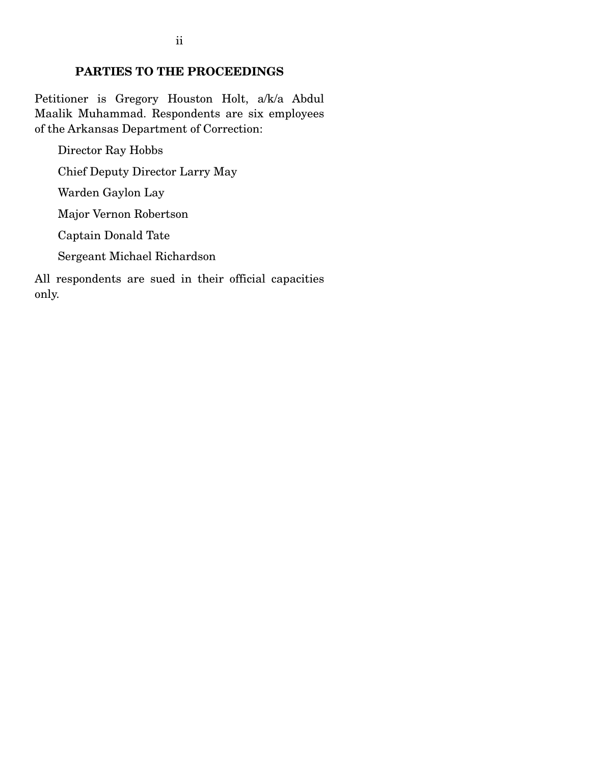## PARTIES TO THE PROCEEDINGS

Petitioner is Gregory Houston Holt, a/k/a Abdul Maalik Muhammad. Respondents are six employees of the Arkansas Department of Correction:

Director Ray Hobbs

Chief Deputy Director Larry May

Warden Gaylon Lay

Major Vernon Robertson

Captain Donald Tate

Sergeant Michael Richardson

All respondents are sued in their official capacities only.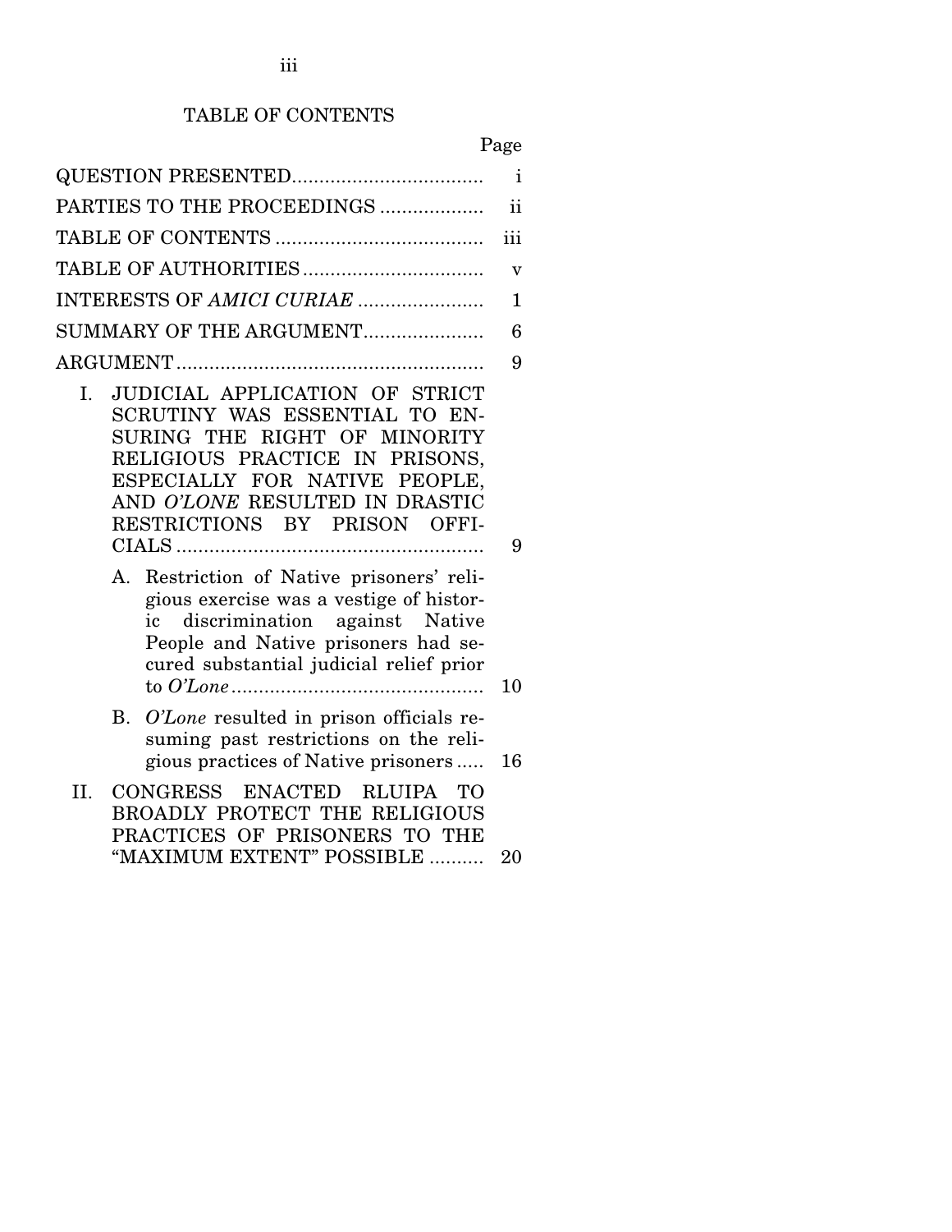# TABLE OF CONTENTS

| | Page |
|---|---|
| QUESTION PRESENTED | i |
| PARTIES TO THE PROCEEDINGS | ii |
| TABLE OF CONTENTS | iii |
| TABLE OF AUTHORITIES | v |
| INTERESTS OF *AMICI CURIAE* | 1 |
| SUMMARY OF THE ARGUMENT | 6 |
| ARGUMENT | 9 |
| I. JUDICIAL APPLICATION OF STRICT SCRUTINY WAS ESSENTIAL TO ENSURING THE RIGHT OF MINORITY RELIGIOUS PRACTICE IN PRISONS, ESPECIALLY FOR NATIVE PEOPLE, AND *O'LONE* RESULTED IN DRASTIC RESTRICTIONS BY PRISON OFFICIALS | 9 |
| A. Restriction of Native prisoners' religious exercise was a vestige of historic discrimination against Native People and Native prisoners had secured substantial judicial relief prior to *O'Lone* | 10 |
| B. *O'Lone* resulted in prison officials resuming past restrictions on the religious practices of Native prisoners | 16 |
| II. CONGRESS ENACTED RLUIPA TO BROADLY PROTECT THE RELIGIOUS PRACTICES OF PRISONERS TO THE "MAXIMUM EXTENT" POSSIBLE | 20 |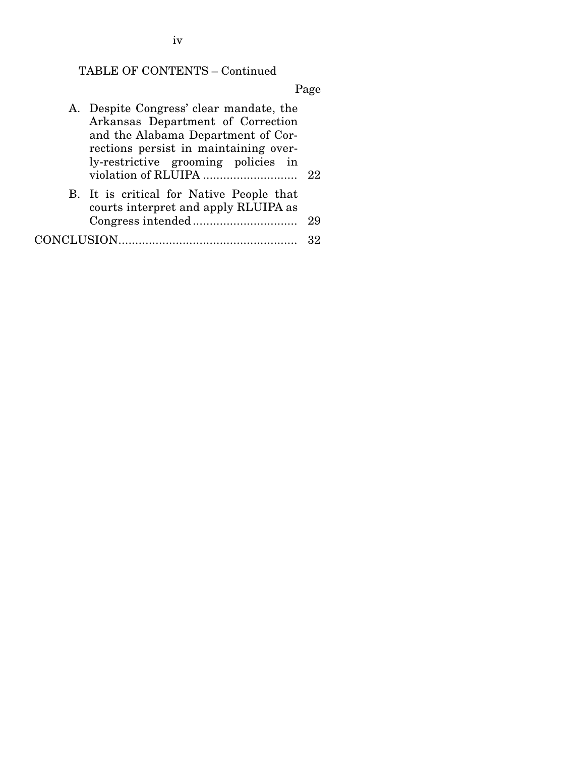TABLE OF CONTENTS – Continued

| | Page |
|---|---|
| A. Despite Congress' clear mandate, the Arkansas Department of Correction and the Alabama Department of Corrections persist in maintaining overly-restrictive grooming policies in violation of RLUIPA | 22 |
| B. It is critical for Native People that courts interpret and apply RLUIPA as Congress intended | 29 |
| CONCLUSION | 32 |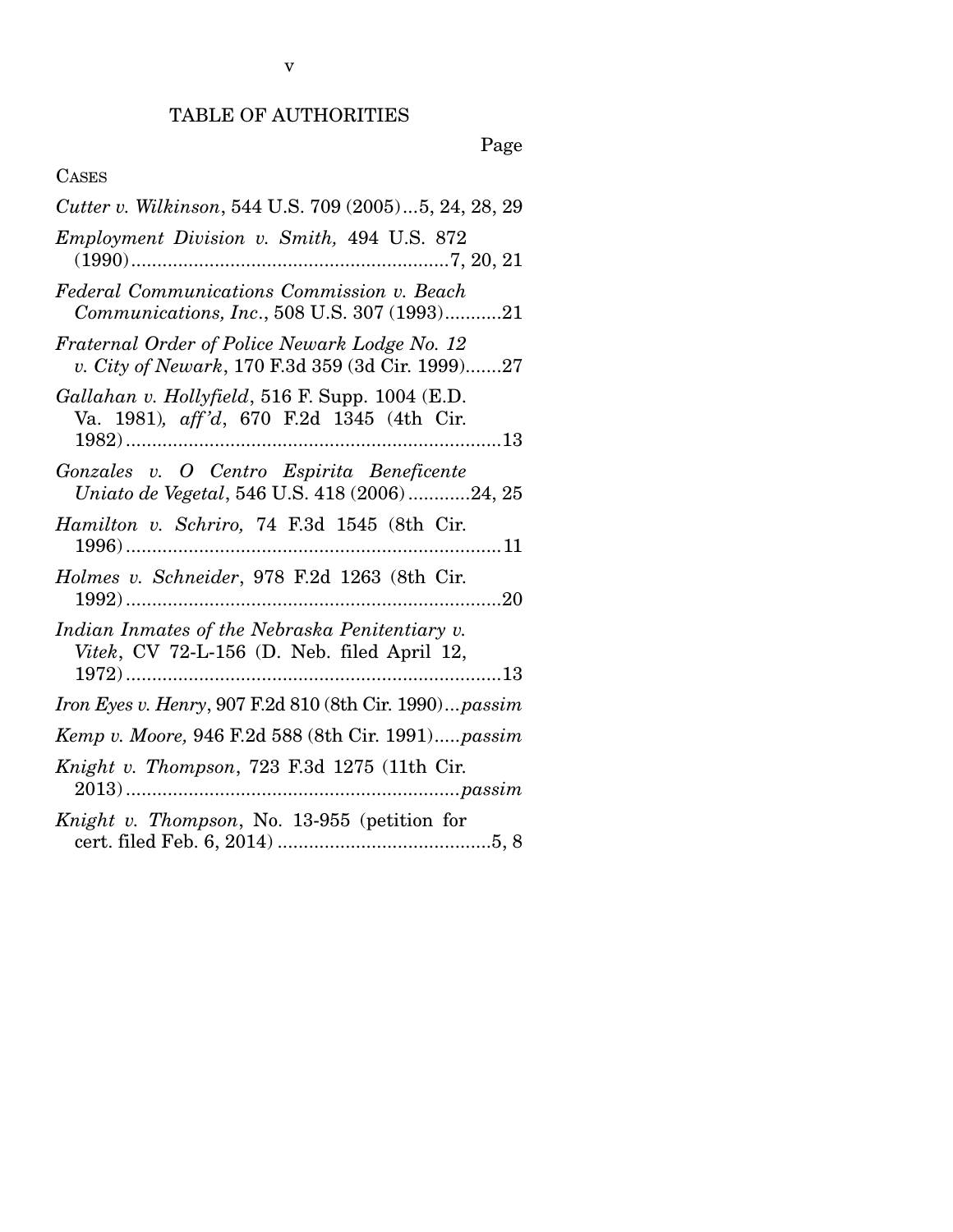# TABLE OF AUTHORITIES

Page

CASES

*Cutter v. Wilkinson*, 544 U.S. 709 (2005)...5, 24, 28, 29

*Employment Division v. Smith,* 494 U.S. 872 (1990).............................................................7, 20, 21

*Federal Communications Commission v. Beach Communications, Inc*., 508 U.S. 307 (1993)...........21

*Fraternal Order of Police Newark Lodge No. 12 v. City of Newark*, 170 F.3d 359 (3d Cir. 1999).......27

*Gallahan v. Hollyfield*, 516 F. Supp. 1004 (E.D. Va. 1981)*, aff'd*, 670 F.2d 1345 (4th Cir. 1982).........................................................................13

*Gonzales v. O Centro Espirita Beneficente Uniato de Vegetal*, 546 U.S. 418 (2006)............24, 25

*Hamilton v. Schriro,* 74 F.3d 1545 (8th Cir. 1996).........................................................................11

*Holmes v. Schneider*, 978 F.2d 1263 (8th Cir. 1992).........................................................................20

*Indian Inmates of the Nebraska Penitentiary v. Vitek*, CV 72-L-156 (D. Neb. filed April 12, 1972).........................................................................13

*Iron Eyes v. Henry*, 907 F.2d 810 (8th Cir. 1990)...*passim*

*Kemp v. Moore,* 946 F.2d 588 (8th Cir. 1991).....*passim*

*Knight v. Thompson*, 723 F.3d 1275 (11th Cir. 2013)................................................................*passim*

*Knight v. Thompson*, No. 13-955 (petition for cert. filed Feb. 6, 2014) .........................................5, 8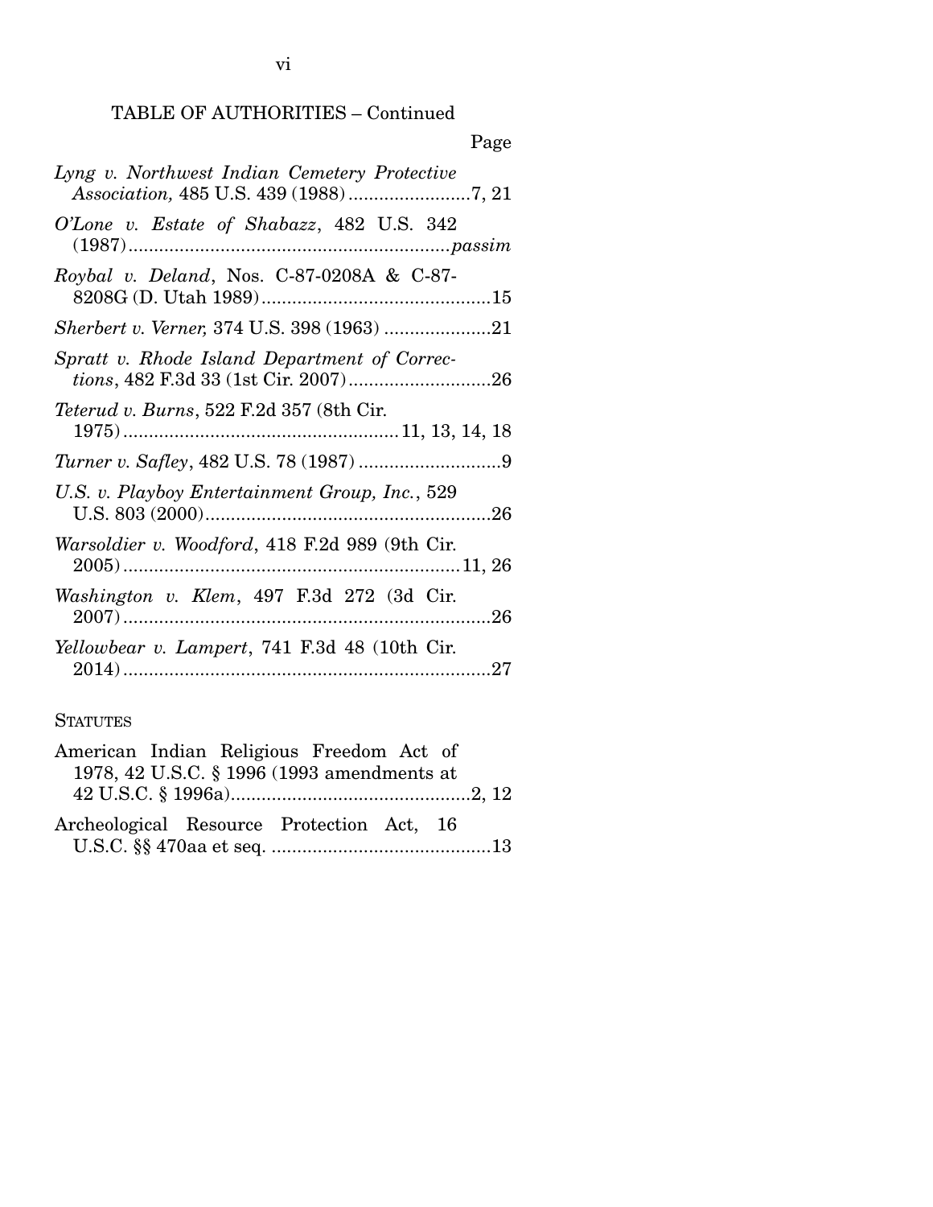TABLE OF AUTHORITIES – Continued

Page

*Lyng v. Northwest Indian Cemetery Protective Association,* 485 U.S. 439 (1988) ........................7, 21

*O'Lone v. Estate of Shabazz*, 482 U.S. 342 (1987) ............................................................... *passim*

*Roybal v. Deland*, Nos. C-87-0208A & C-87-8208G (D. Utah 1989) .............................................15

*Sherbert v. Verner,* 374 U.S. 398 (1963) .....................21

*Spratt v. Rhode Island Department of Corrections*, 482 F.3d 33 (1st Cir. 2007) ............................26

*Teterud v. Burns*, 522 F.2d 357 (8th Cir. 1975) ...................................................... 11, 13, 14, 18

*Turner v. Safley*, 482 U.S. 78 (1987) ............................9

*U.S. v. Playboy Entertainment Group, Inc.*, 529 U.S. 803 (2000) .........................................................26

*Warsoldier v. Woodford*, 418 F.2d 989 (9th Cir. 2005) .................................................................. 11, 26

*Washington v. Klem*, 497 F.3d 272 (3d Cir. 2007) .........................................................................26

*Yellowbear v. Lampert*, 741 F.3d 48 (10th Cir. 2014) .........................................................................27

STATUTES

American Indian Religious Freedom Act of 1978, 42 U.S.C. § 1996 (1993 amendments at 42 U.S.C. § 1996a) ................................................2, 12

Archeological Resource Protection Act, 16 U.S.C. §§ 470aa et seq. ...........................................13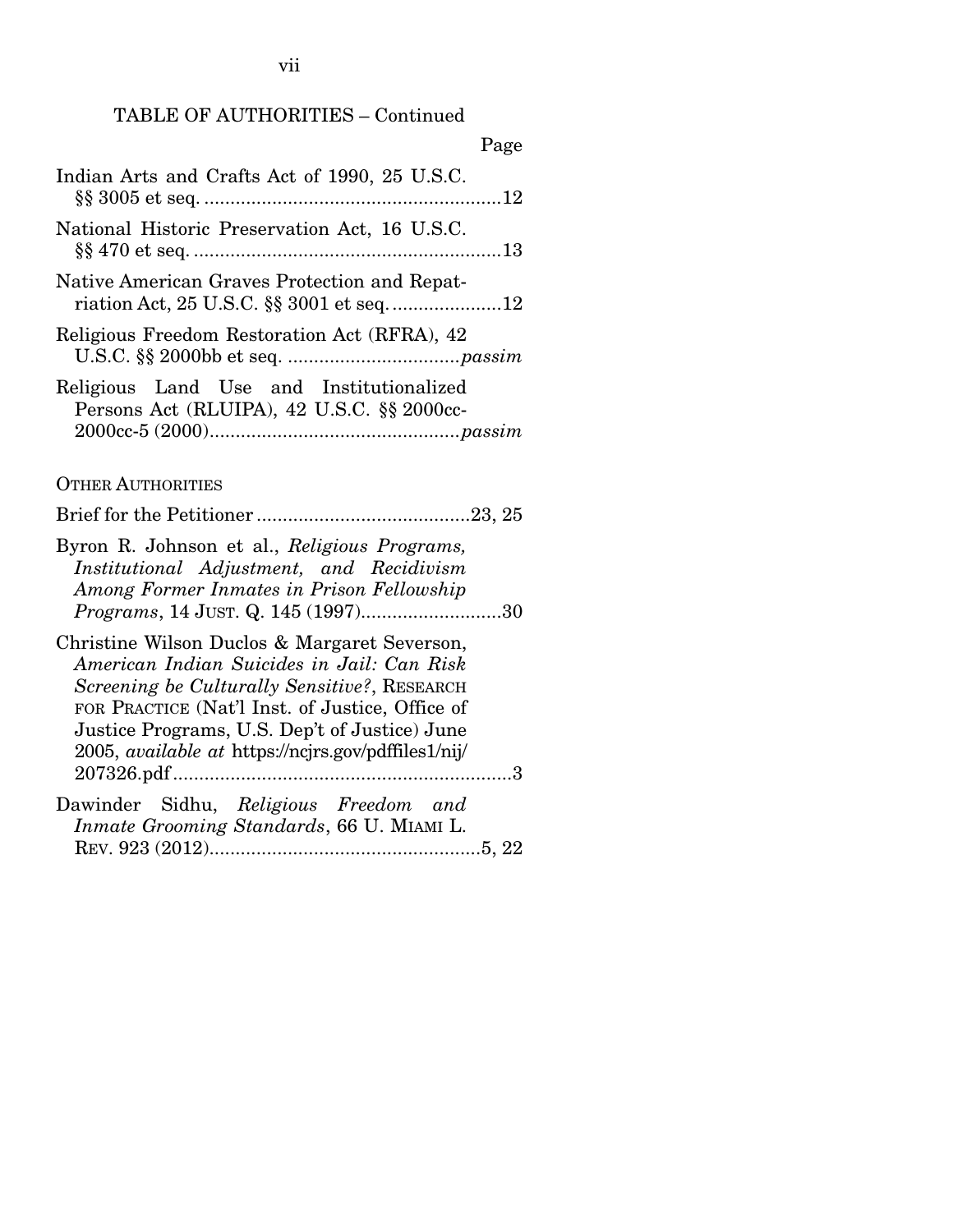TABLE OF AUTHORITIES – Continued

Page

Indian Arts and Crafts Act of 1990, 25 U.S.C. §§ 3005 et seq. ..........................................................12

National Historic Preservation Act, 16 U.S.C. §§ 470 et seq. ............................................................13

Native American Graves Protection and Repatriation Act, 25 U.S.C. §§ 3001 et seq. .....................12

Religious Freedom Restoration Act (RFRA), 42 U.S.C. §§ 2000bb et seq. .................................*passim*

Religious Land Use and Institutionalized Persons Act (RLUIPA), 42 U.S.C. §§ 2000cc-2000cc-5 (2000)................................................*passim*

OTHER AUTHORITIES

Brief for the Petitioner .........................................23, 25

Byron R. Johnson et al., *Religious Programs, Institutional Adjustment, and Recidivism Among Former Inmates in Prison Fellowship Programs*, 14 JUST. Q. 145 (1997)...........................30

Christine Wilson Duclos & Margaret Severson, *American Indian Suicides in Jail: Can Risk Screening be Culturally Sensitive?*, RESEARCH FOR PRACTICE (Nat'l Inst. of Justice, Office of Justice Programs, U.S. Dep't of Justice) June 2005, *available at* https://ncjrs.gov/pdffiles1/nij/207326.pdf .................................................................3

Dawinder Sidhu, *Religious Freedom and Inmate Grooming Standards*, 66 U. MIAMI L. REV. 923 (2012)...................................................5, 22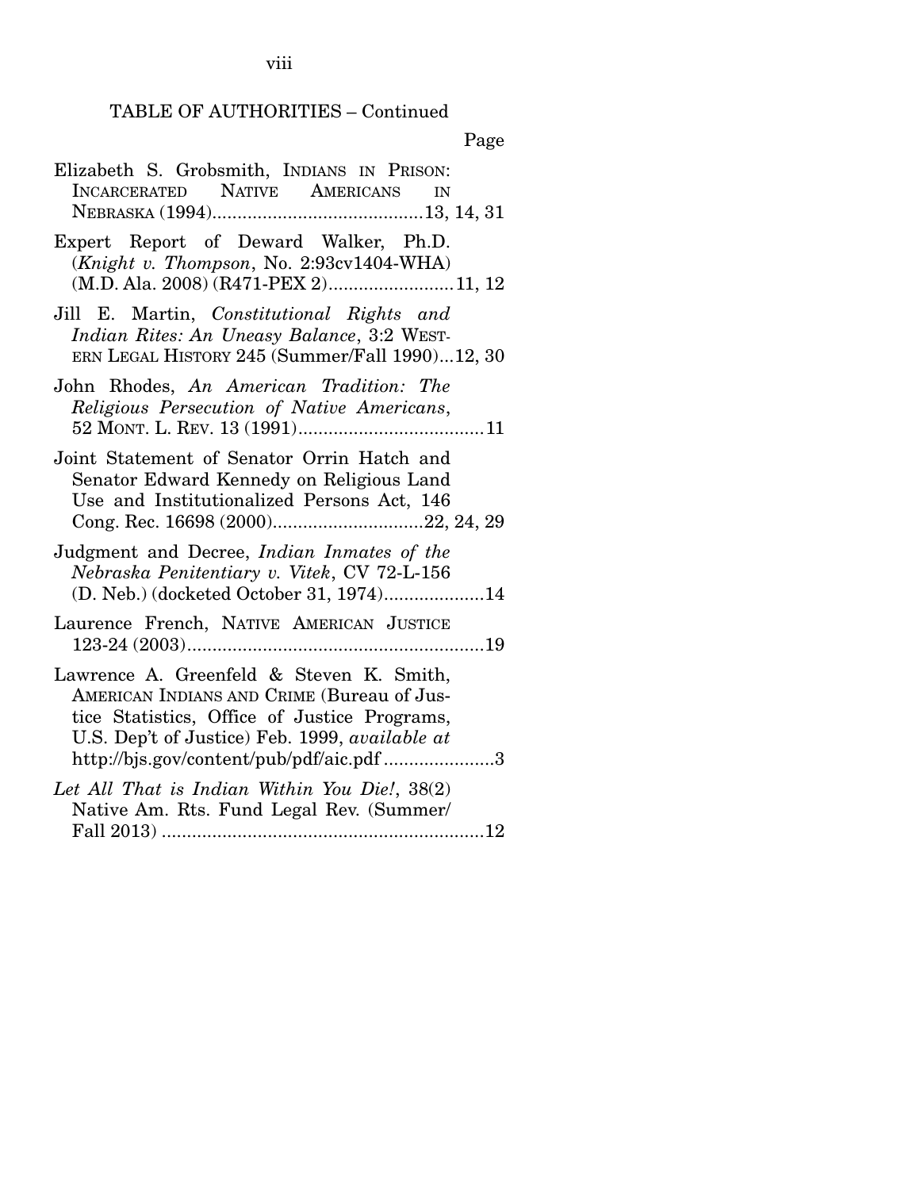TABLE OF AUTHORITIES – Continued

Page

Elizabeth S. Grobsmith, INDIANS IN PRISON: INCARCERATED NATIVE AMERICANS IN NEBRASKA (1994) .......................................... 13, 14, 31

Expert Report of Deward Walker, Ph.D. (*Knight v. Thompson*, No. 2:93cv1404-WHA) (M.D. Ala. 2008) (R471-PEX 2) ......................... 11, 12

Jill E. Martin, *Constitutional Rights and Indian Rites: An Uneasy Balance*, 3:2 WESTERN LEGAL HISTORY 245 (Summer/Fall 1990) ... 12, 30

John Rhodes, *An American Tradition: The Religious Persecution of Native Americans*, 52 MONT. L. REV. 13 (1991) ..................................... 11

Joint Statement of Senator Orrin Hatch and Senator Edward Kennedy on Religious Land Use and Institutionalized Persons Act, 146 Cong. Rec. 16698 (2000) .............................. 22, 24, 29

Judgment and Decree, *Indian Inmates of the Nebraska Penitentiary v. Vitek*, CV 72-L-156 (D. Neb.) (docketed October 31, 1974) .................... 14

Laurence French, NATIVE AMERICAN JUSTICE 123-24 (2003) ........................................................... 19

Lawrence A. Greenfeld & Steven K. Smith, AMERICAN INDIANS AND CRIME (Bureau of Justice Statistics, Office of Justice Programs, U.S. Dep't of Justice) Feb. 1999, *available at* http://bjs.gov/content/pub/pdf/aic.pdf ...................... 3

*Let All That is Indian Within You Die!*, 38(2) Native Am. Rts. Fund Legal Rev. (Summer/Fall 2013) ................................................................ 12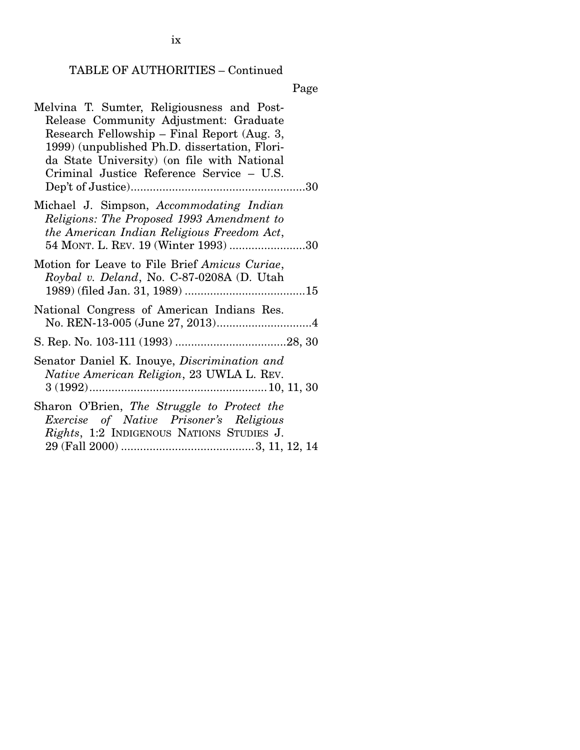TABLE OF AUTHORITIES – Continued

Page

Melvina T. Sumter, Religiousness and Post-Release Community Adjustment: Graduate Research Fellowship – Final Report (Aug. 3, 1999) (unpublished Ph.D. dissertation, Florida State University) (on file with National Criminal Justice Reference Service – U.S. Dep't of Justice)....................................................30

Michael J. Simpson, *Accommodating Indian Religions: The Proposed 1993 Amendment to the American Indian Religious Freedom Act*, 54 MONT. L. REV. 19 (Winter 1993) ........................30

Motion for Leave to File Brief *Amicus Curiae*, *Roybal v. Deland*, No. C-87-0208A (D. Utah 1989) (filed Jan. 31, 1989) ......................................15

National Congress of American Indians Res. No. REN-13-005 (June 27, 2013)..............................4

S. Rep. No. 103-111 (1993) ...................................28, 30

Senator Daniel K. Inouye, *Discrimination and Native American Religion*, 23 UWLA L. REV. 3 (1992)........................................................10, 11, 30

Sharon O'Brien, *The Struggle to Protect the Exercise of Native Prisoner's Religious Rights*, 1:2 INDIGENOUS NATIONS STUDIES J. 29 (Fall 2000) ..........................................3, 11, 12, 14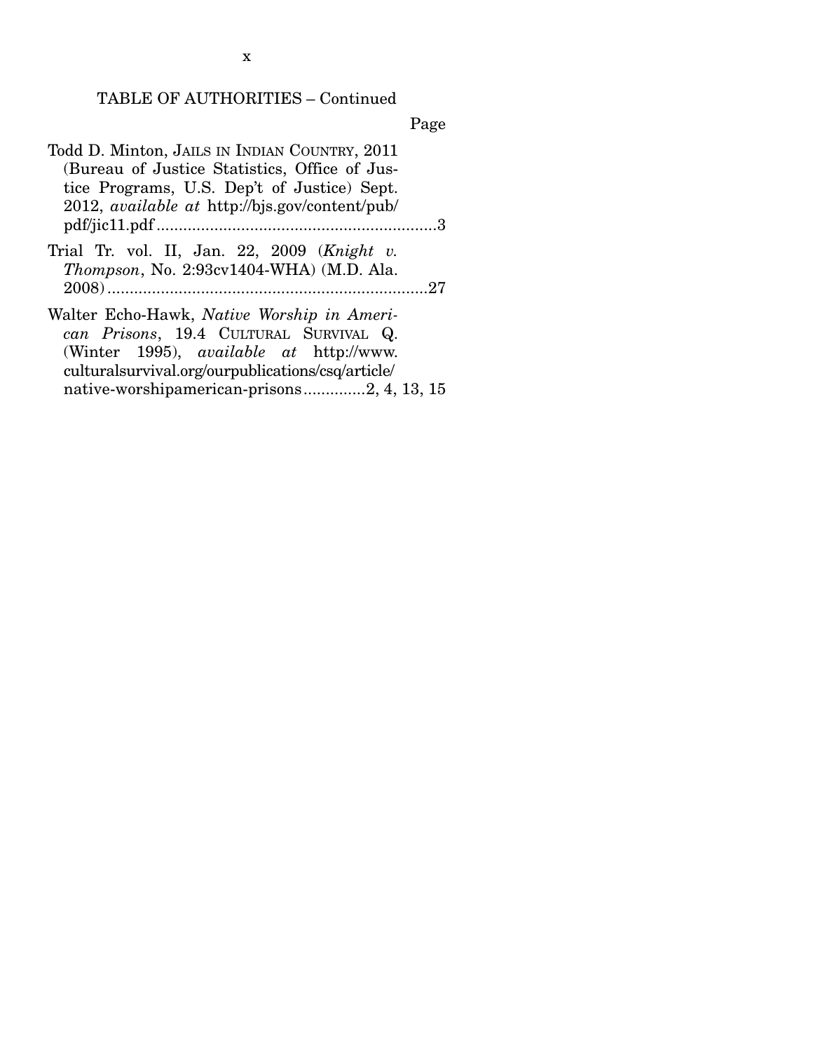TABLE OF AUTHORITIES – Continued

Page

Todd D. Minton, JAILS IN INDIAN COUNTRY, 2011 (Bureau of Justice Statistics, Office of Justice Programs, U.S. Dep't of Justice) Sept. 2012, *available at* http://bjs.gov/content/pub/pdf/jic11.pdf ....................................................................3

Trial Tr. vol. II, Jan. 22, 2009 (*Knight v. Thompson*, No. 2:93cv1404-WHA) (M.D. Ala. 2008) ..........................................................................27

Walter Echo-Hawk, *Native Worship in American Prisons*, 19.4 CULTURAL SURVIVAL Q. (Winter 1995), *available at* http://www.culturalsurvival.org/ourpublications/csq/article/native-worshipamerican-prisons .............2, 4, 13, 15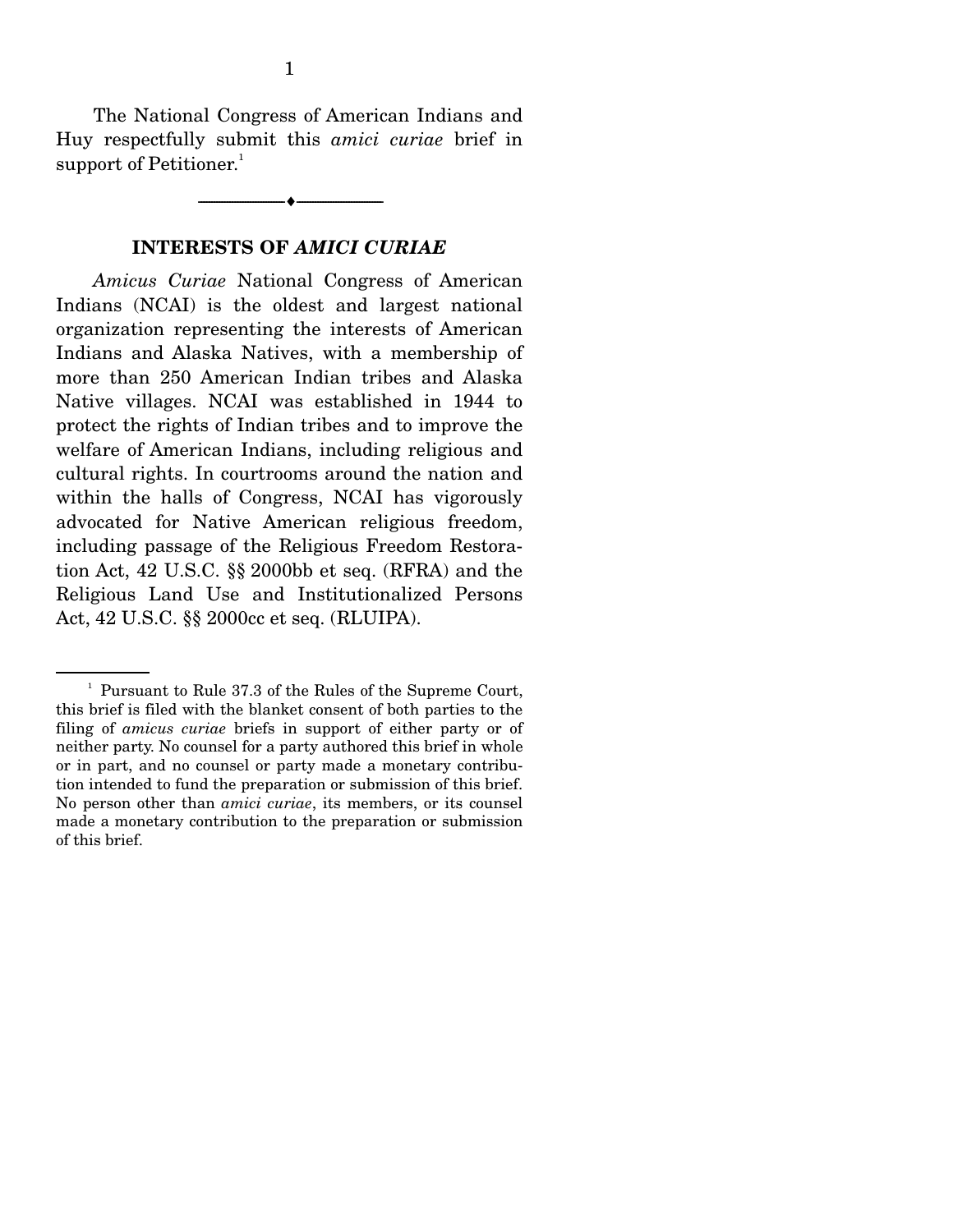The National Congress of American Indians and Huy respectfully submit this *amici curiae* brief in support of Petitioner.[1]

---

## INTERESTS OF *AMICI CURIAE*

*Amicus Curiae* National Congress of American Indians (NCAI) is the oldest and largest national organization representing the interests of American Indians and Alaska Natives, with a membership of more than 250 American Indian tribes and Alaska Native villages. NCAI was established in 1944 to protect the rights of Indian tribes and to improve the welfare of American Indians, including religious and cultural rights. In courtrooms around the nation and within the halls of Congress, NCAI has vigorously advocated for Native American religious freedom, including passage of the Religious Freedom Restoration Act, 42 U.S.C. §§ 2000bb et seq. (RFRA) and the Religious Land Use and Institutionalized Persons Act, 42 U.S.C. §§ 2000cc et seq. (RLUIPA).

---

[1] Pursuant to Rule 37.3 of the Rules of the Supreme Court, this brief is filed with the blanket consent of both parties to the filing of *amicus curiae* briefs in support of either party or of neither party. No counsel for a party authored this brief in whole or in part, and no counsel or party made a monetary contribution intended to fund the preparation or submission of this brief. No person other than *amici curiae*, its members, or its counsel made a monetary contribution to the preparation or submission of this brief.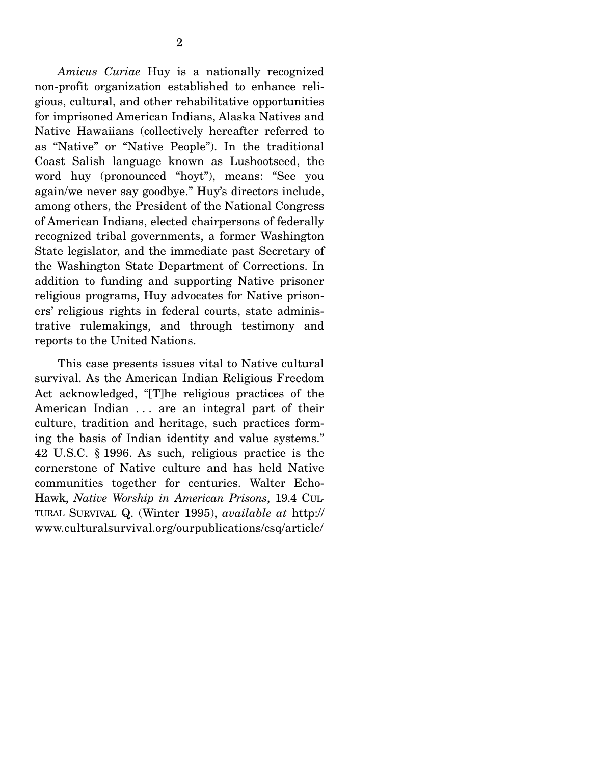*Amicus Curiae* Huy is a nationally recognized non-profit organization established to enhance religious, cultural, and other rehabilitative opportunities for imprisoned American Indians, Alaska Natives and Native Hawaiians (collectively hereafter referred to as "Native" or "Native People"). In the traditional Coast Salish language known as Lushootseed, the word huy (pronounced "hoyt"), means: "See you again/we never say goodbye." Huy's directors include, among others, the President of the National Congress of American Indians, elected chairpersons of federally recognized tribal governments, a former Washington State legislator, and the immediate past Secretary of the Washington State Department of Corrections. In addition to funding and supporting Native prisoner religious programs, Huy advocates for Native prisoners' religious rights in federal courts, state administrative rulemakings, and through testimony and reports to the United Nations.

This case presents issues vital to Native cultural survival. As the American Indian Religious Freedom Act acknowledged, "[T]he religious practices of the American Indian . . . are an integral part of their culture, tradition and heritage, such practices forming the basis of Indian identity and value systems." 42 U.S.C. § 1996. As such, religious practice is the cornerstone of Native culture and has held Native communities together for centuries. Walter Echo-Hawk, *Native Worship in American Prisons*, 19.4 CULTURAL SURVIVAL Q. (Winter 1995), *available at* http://www.culturalsurvival.org/ourpublications/csq/article/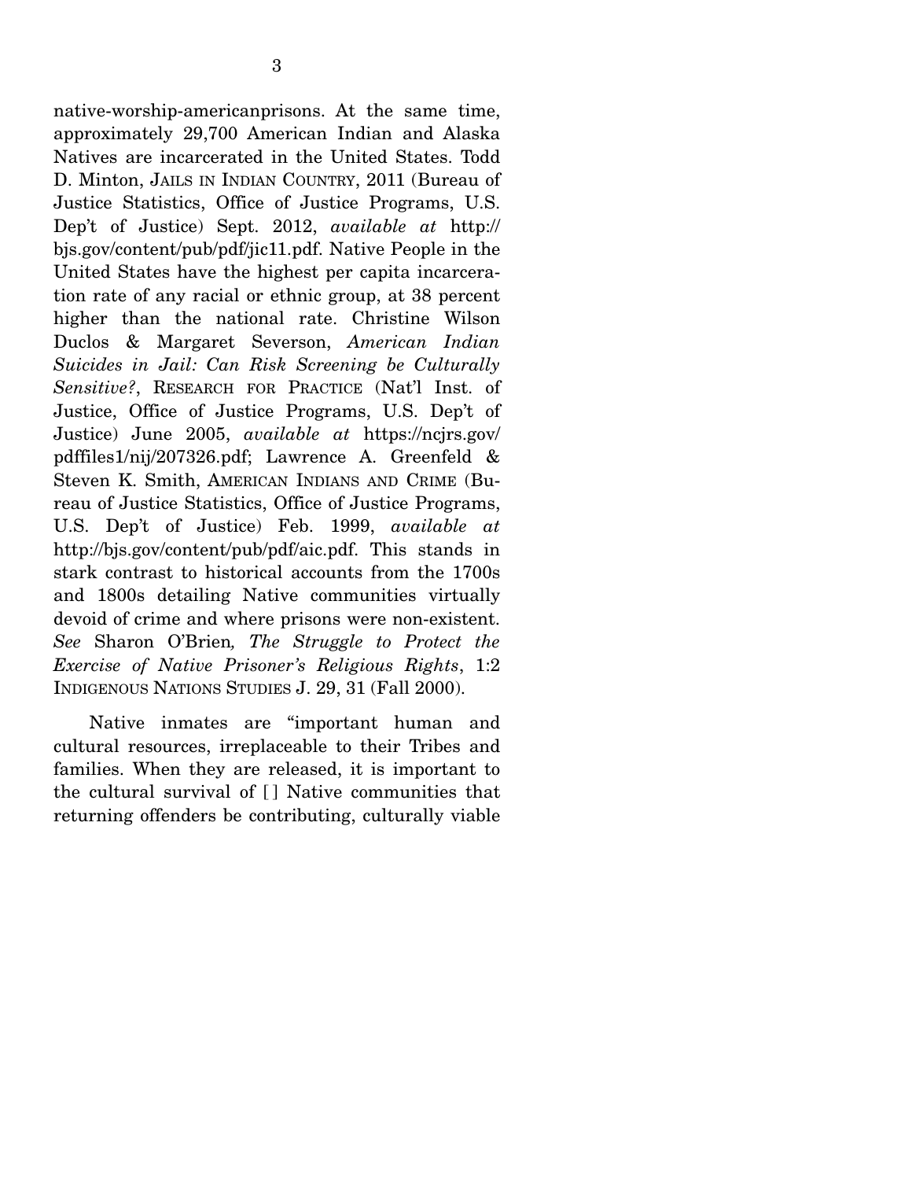native-worship-americanprisons. At the same time, approximately 29,700 American Indian and Alaska Natives are incarcerated in the United States. Todd D. Minton, JAILS IN INDIAN COUNTRY, 2011 (Bureau of Justice Statistics, Office of Justice Programs, U.S. Dep't of Justice) Sept. 2012, *available at* http://bjs.gov/content/pub/pdf/jic11.pdf. Native People in the United States have the highest per capita incarceration rate of any racial or ethnic group, at 38 percent higher than the national rate. Christine Wilson Duclos & Margaret Severson, *American Indian Suicides in Jail: Can Risk Screening be Culturally Sensitive?*, RESEARCH FOR PRACTICE (Nat'l Inst. of Justice, Office of Justice Programs, U.S. Dep't of Justice) June 2005, *available at* https://ncjrs.gov/pdffiles1/nij/207326.pdf; Lawrence A. Greenfeld & Steven K. Smith, AMERICAN INDIANS AND CRIME (Bureau of Justice Statistics, Office of Justice Programs, U.S. Dep't of Justice) Feb. 1999, *available at* http://bjs.gov/content/pub/pdf/aic.pdf. This stands in stark contrast to historical accounts from the 1700s and 1800s detailing Native communities virtually devoid of crime and where prisons were non-existent. *See* Sharon O'Brien*, The Struggle to Protect the Exercise of Native Prisoner's Religious Rights*, 1:2 INDIGENOUS NATIONS STUDIES J. 29, 31 (Fall 2000).

Native inmates are "important human and cultural resources, irreplaceable to their Tribes and families. When they are released, it is important to the cultural survival of [ ] Native communities that returning offenders be contributing, culturally viable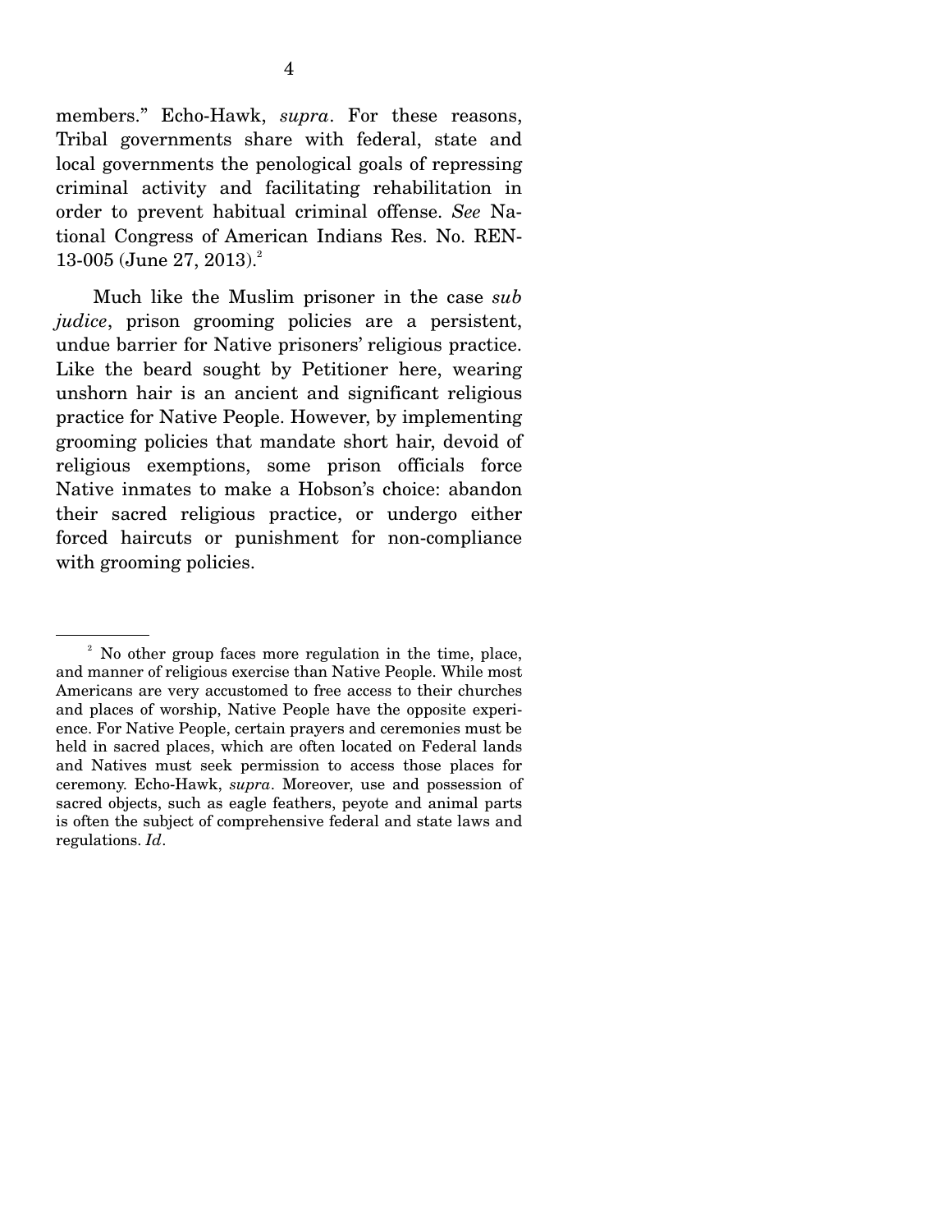members." Echo-Hawk, *supra*. For these reasons, Tribal governments share with federal, state and local governments the penological goals of repressing criminal activity and facilitating rehabilitation in order to prevent habitual criminal offense. *See* National Congress of American Indians Res. No. REN-13-005 (June 27, 2013).[2]

Much like the Muslim prisoner in the case *sub judice*, prison grooming policies are a persistent, undue barrier for Native prisoners' religious practice. Like the beard sought by Petitioner here, wearing unshorn hair is an ancient and significant religious practice for Native People. However, by implementing grooming policies that mandate short hair, devoid of religious exemptions, some prison officials force Native inmates to make a Hobson's choice: abandon their sacred religious practice, or undergo either forced haircuts or punishment for non-compliance with grooming policies.

---

[2] No other group faces more regulation in the time, place, and manner of religious exercise than Native People. While most Americans are very accustomed to free access to their churches and places of worship, Native People have the opposite experience. For Native People, certain prayers and ceremonies must be held in sacred places, which are often located on Federal lands and Natives must seek permission to access those places for ceremony. Echo-Hawk, *supra*. Moreover, use and possession of sacred objects, such as eagle feathers, peyote and animal parts is often the subject of comprehensive federal and state laws and regulations. *Id*.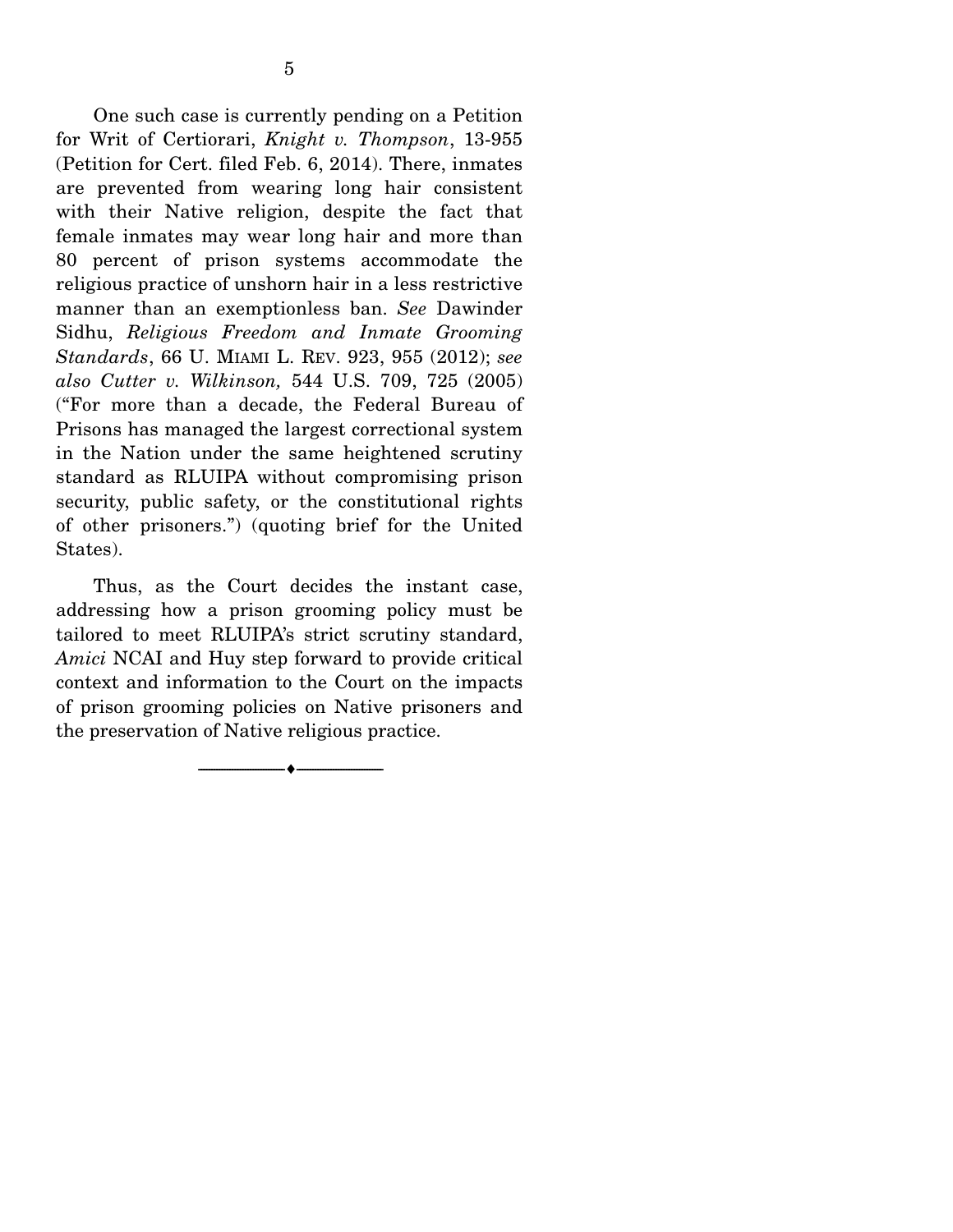One such case is currently pending on a Petition for Writ of Certiorari, *Knight v. Thompson*, 13-955 (Petition for Cert. filed Feb. 6, 2014). There, inmates are prevented from wearing long hair consistent with their Native religion, despite the fact that female inmates may wear long hair and more than 80 percent of prison systems accommodate the religious practice of unshorn hair in a less restrictive manner than an exemptionless ban. *See* Dawinder Sidhu, *Religious Freedom and Inmate Grooming Standards*, 66 U. MIAMI L. REV. 923, 955 (2012); *see also Cutter v. Wilkinson,* 544 U.S. 709, 725 (2005) ("For more than a decade, the Federal Bureau of Prisons has managed the largest correctional system in the Nation under the same heightened scrutiny standard as RLUIPA without compromising prison security, public safety, or the constitutional rights of other prisoners.") (quoting brief for the United States).

Thus, as the Court decides the instant case, addressing how a prison grooming policy must be tailored to meet RLUIPA's strict scrutiny standard, *Amici* NCAI and Huy step forward to provide critical context and information to the Court on the impacts of prison grooming policies on Native prisoners and the preservation of Native religious practice.

---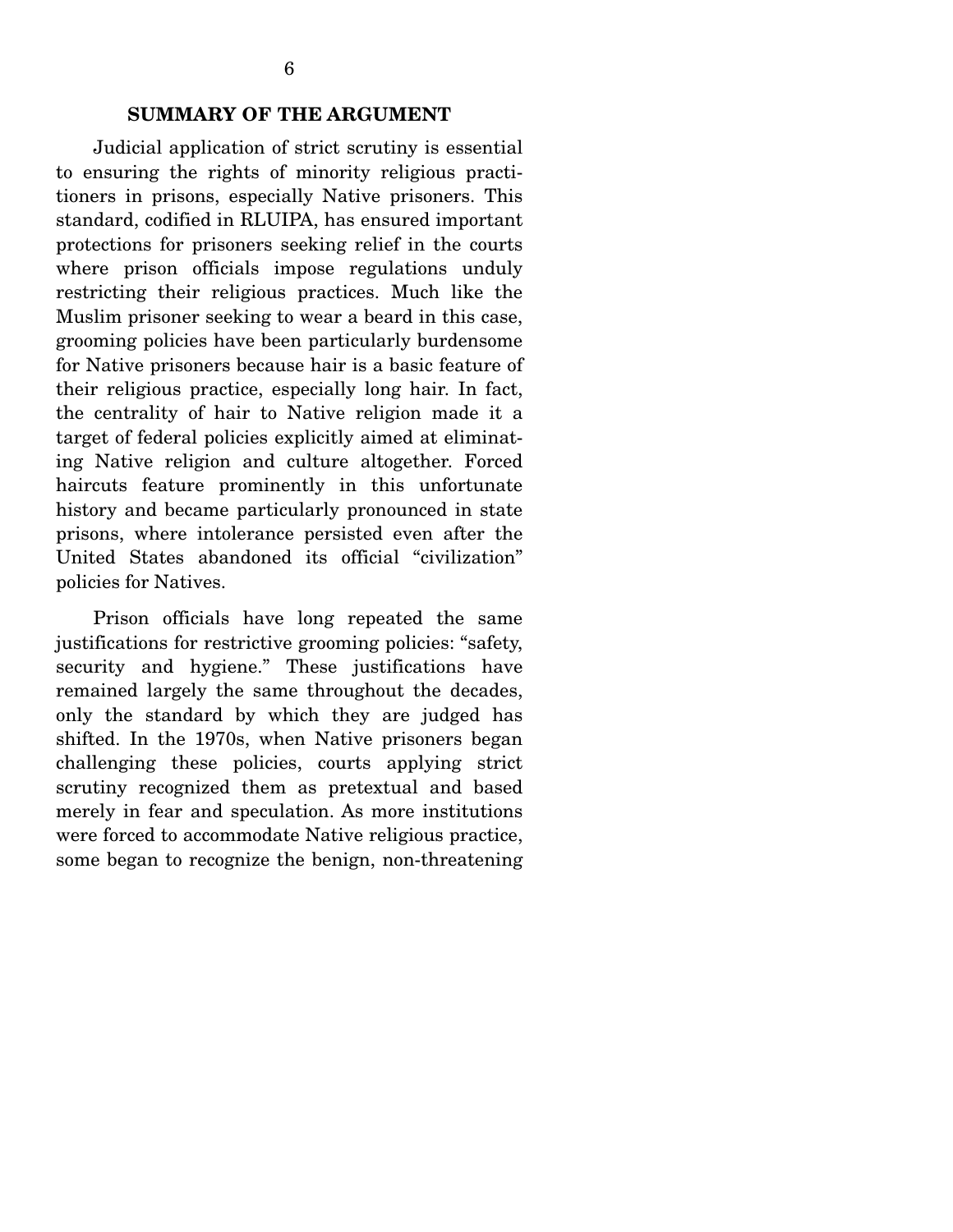## SUMMARY OF THE ARGUMENT

Judicial application of strict scrutiny is essential to ensuring the rights of minority religious practitioners in prisons, especially Native prisoners. This standard, codified in RLUIPA, has ensured important protections for prisoners seeking relief in the courts where prison officials impose regulations unduly restricting their religious practices. Much like the Muslim prisoner seeking to wear a beard in this case, grooming policies have been particularly burdensome for Native prisoners because hair is a basic feature of their religious practice, especially long hair. In fact, the centrality of hair to Native religion made it a target of federal policies explicitly aimed at eliminating Native religion and culture altogether. Forced haircuts feature prominently in this unfortunate history and became particularly pronounced in state prisons, where intolerance persisted even after the United States abandoned its official "civilization" policies for Natives.

Prison officials have long repeated the same justifications for restrictive grooming policies: "safety, security and hygiene." These justifications have remained largely the same throughout the decades, only the standard by which they are judged has shifted. In the 1970s, when Native prisoners began challenging these policies, courts applying strict scrutiny recognized them as pretextual and based merely in fear and speculation. As more institutions were forced to accommodate Native religious practice, some began to recognize the benign, non-threatening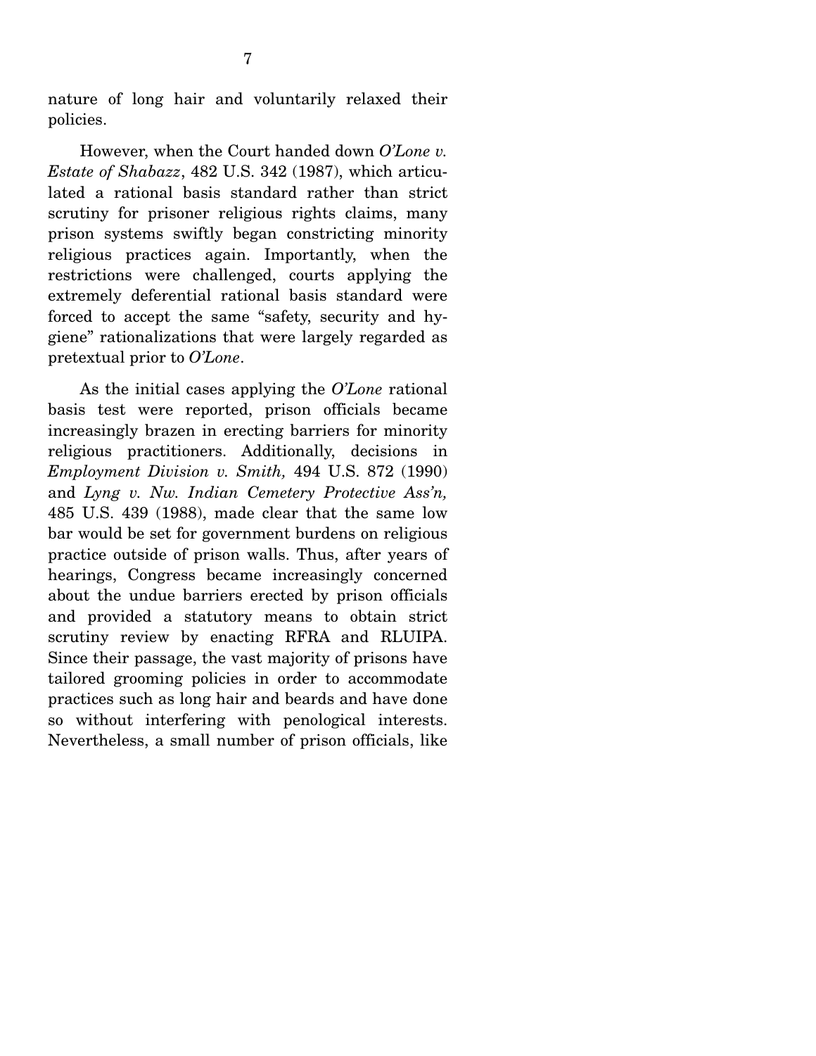nature of long hair and voluntarily relaxed their policies.

However, when the Court handed down *O'Lone v. Estate of Shabazz*, 482 U.S. 342 (1987), which articulated a rational basis standard rather than strict scrutiny for prisoner religious rights claims, many prison systems swiftly began constricting minority religious practices again. Importantly, when the restrictions were challenged, courts applying the extremely deferential rational basis standard were forced to accept the same "safety, security and hygiene" rationalizations that were largely regarded as pretextual prior to *O'Lone*.

As the initial cases applying the *O'Lone* rational basis test were reported, prison officials became increasingly brazen in erecting barriers for minority religious practitioners. Additionally, decisions in *Employment Division v. Smith,* 494 U.S. 872 (1990) and *Lyng v. Nw. Indian Cemetery Protective Ass'n,* 485 U.S. 439 (1988), made clear that the same low bar would be set for government burdens on religious practice outside of prison walls. Thus, after years of hearings, Congress became increasingly concerned about the undue barriers erected by prison officials and provided a statutory means to obtain strict scrutiny review by enacting RFRA and RLUIPA. Since their passage, the vast majority of prisons have tailored grooming policies in order to accommodate practices such as long hair and beards and have done so without interfering with penological interests. Nevertheless, a small number of prison officials, like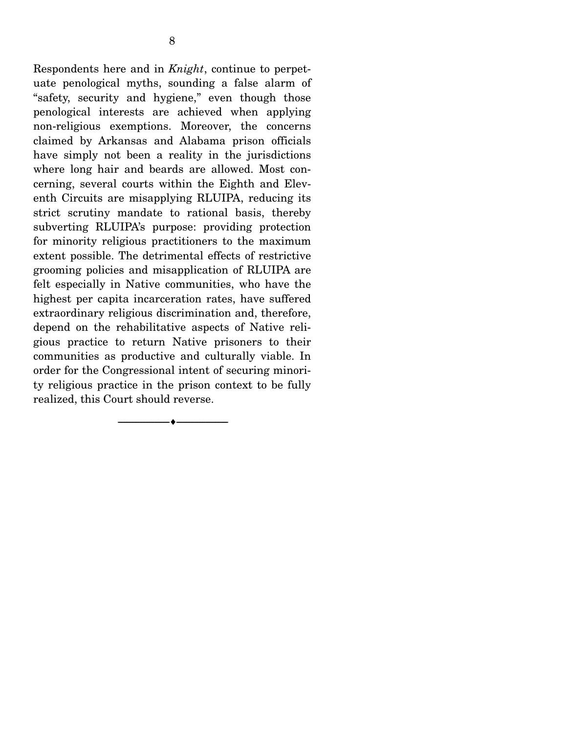Respondents here and in *Knight*, continue to perpetuate penological myths, sounding a false alarm of "safety, security and hygiene," even though those penological interests are achieved when applying non-religious exemptions. Moreover, the concerns claimed by Arkansas and Alabama prison officials have simply not been a reality in the jurisdictions where long hair and beards are allowed. Most concerning, several courts within the Eighth and Eleventh Circuits are misapplying RLUIPA, reducing its strict scrutiny mandate to rational basis, thereby subverting RLUIPA's purpose: providing protection for minority religious practitioners to the maximum extent possible. The detrimental effects of restrictive grooming policies and misapplication of RLUIPA are felt especially in Native communities, who have the highest per capita incarceration rates, have suffered extraordinary religious discrimination and, therefore, depend on the rehabilitative aspects of Native religious practice to return Native prisoners to their communities as productive and culturally viable. In order for the Congressional intent of securing minority religious practice in the prison context to be fully realized, this Court should reverse.

---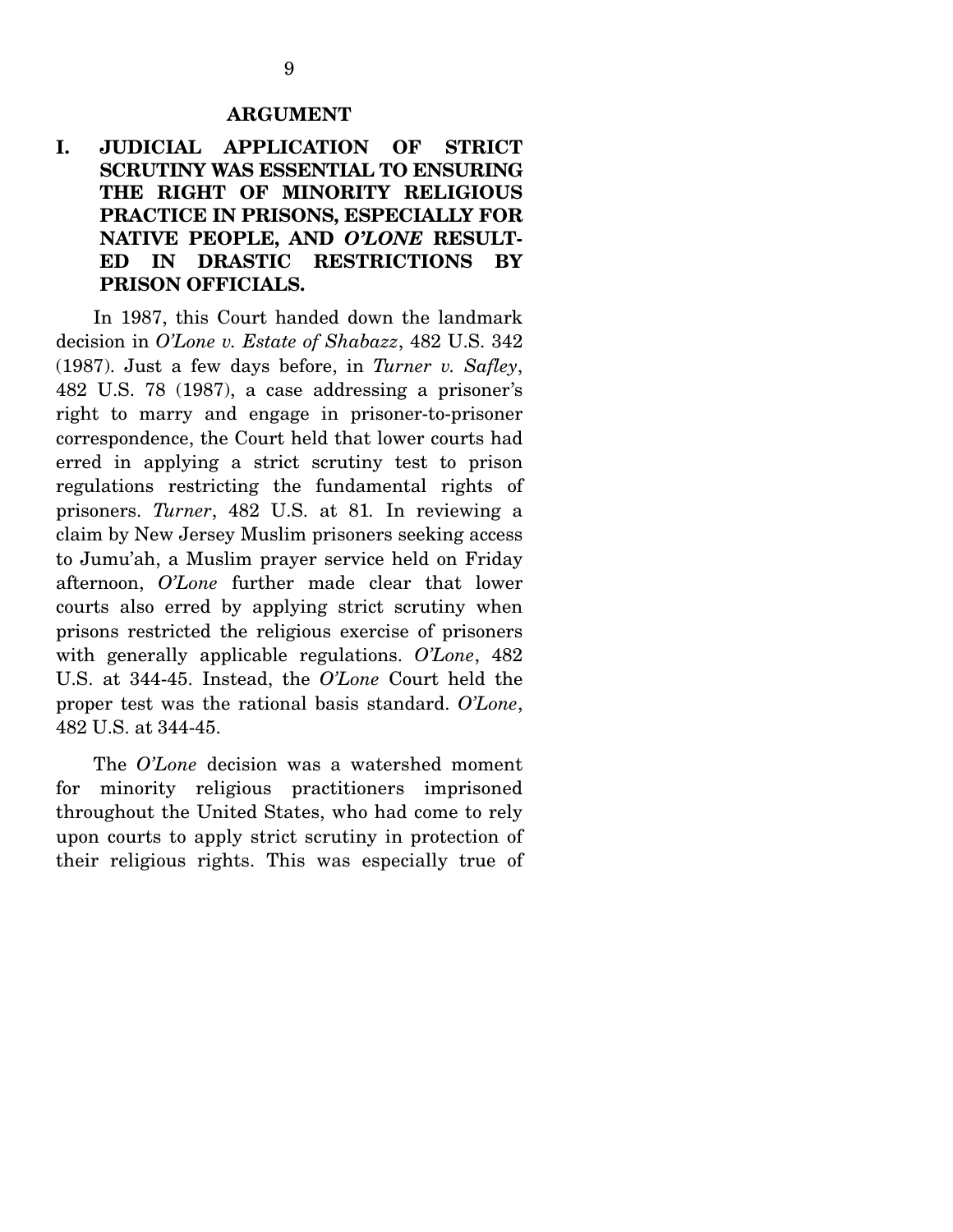## ARGUMENT

### I. JUDICIAL APPLICATION OF STRICT SCRUTINY WAS ESSENTIAL TO ENSURING THE RIGHT OF MINORITY RELIGIOUS PRACTICE IN PRISONS, ESPECIALLY FOR NATIVE PEOPLE, AND *O'LONE* RESULTED IN DRASTIC RESTRICTIONS BY PRISON OFFICIALS.

In 1987, this Court handed down the landmark decision in *O'Lone v. Estate of Shabazz*, 482 U.S. 342 (1987). Just a few days before, in *Turner v. Safley*, 482 U.S. 78 (1987), a case addressing a prisoner's right to marry and engage in prisoner-to-prisoner correspondence, the Court held that lower courts had erred in applying a strict scrutiny test to prison regulations restricting the fundamental rights of prisoners. *Turner*, 482 U.S. at 81. In reviewing a claim by New Jersey Muslim prisoners seeking access to Jumu'ah, a Muslim prayer service held on Friday afternoon, *O'Lone* further made clear that lower courts also erred by applying strict scrutiny when prisons restricted the religious exercise of prisoners with generally applicable regulations. *O'Lone*, 482 U.S. at 344-45. Instead, the *O'Lone* Court held the proper test was the rational basis standard. *O'Lone*, 482 U.S. at 344-45.

The *O'Lone* decision was a watershed moment for minority religious practitioners imprisoned throughout the United States, who had come to rely upon courts to apply strict scrutiny in protection of their religious rights. This was especially true of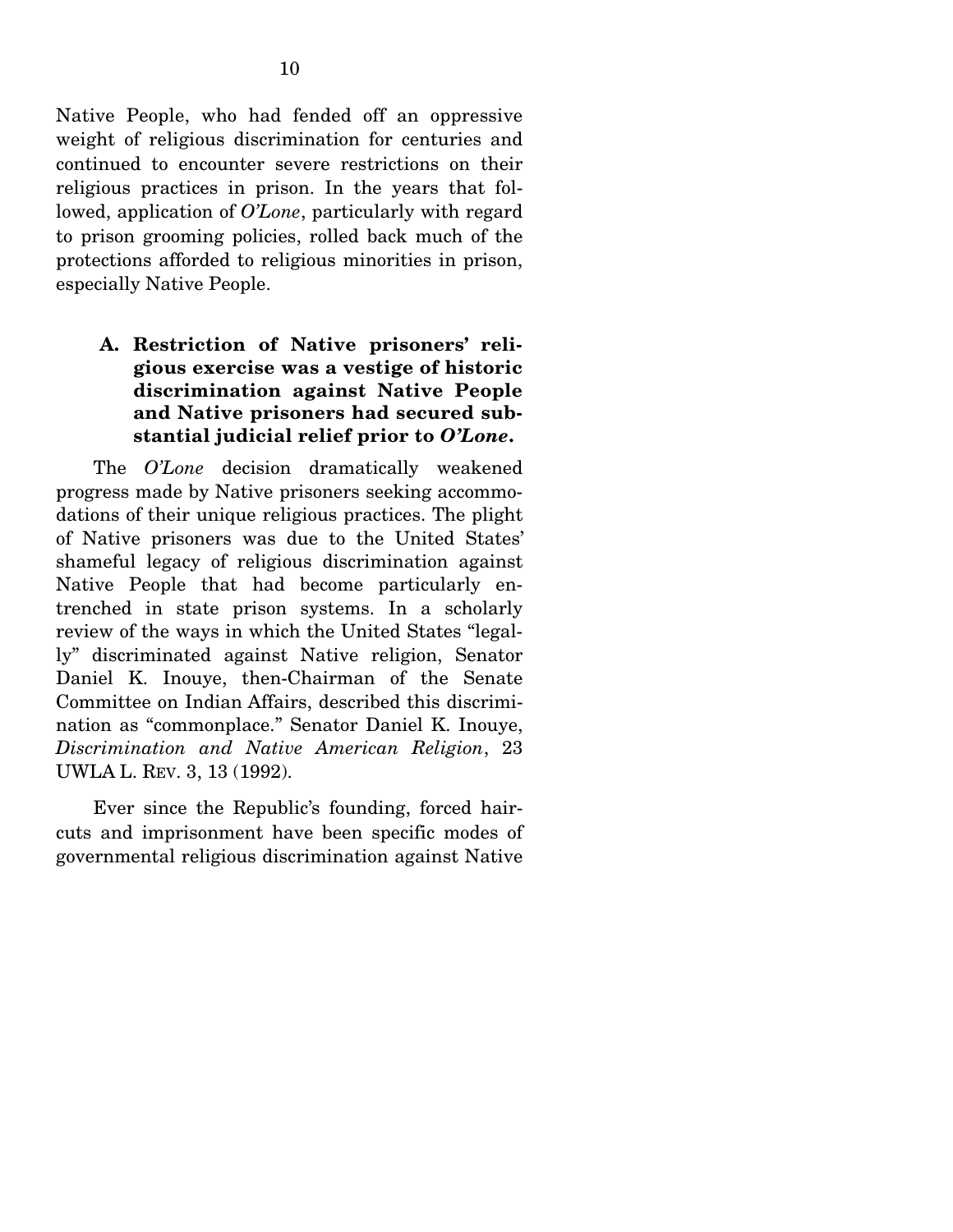Native People, who had fended off an oppressive weight of religious discrimination for centuries and continued to encounter severe restrictions on their religious practices in prison. In the years that followed, application of *O'Lone*, particularly with regard to prison grooming policies, rolled back much of the protections afforded to religious minorities in prison, especially Native People.

### A. Restriction of Native prisoners' religious exercise was a vestige of historic discrimination against Native People and Native prisoners had secured substantial judicial relief prior to *O'Lone*.

The *O'Lone* decision dramatically weakened progress made by Native prisoners seeking accommodations of their unique religious practices. The plight of Native prisoners was due to the United States' shameful legacy of religious discrimination against Native People that had become particularly entrenched in state prison systems. In a scholarly review of the ways in which the United States "legally" discriminated against Native religion, Senator Daniel K. Inouye, then-Chairman of the Senate Committee on Indian Affairs, described this discrimination as "commonplace." Senator Daniel K. Inouye, *Discrimination and Native American Religion*, 23 UWLA L. REV. 3, 13 (1992).

Ever since the Republic's founding, forced haircuts and imprisonment have been specific modes of governmental religious discrimination against Native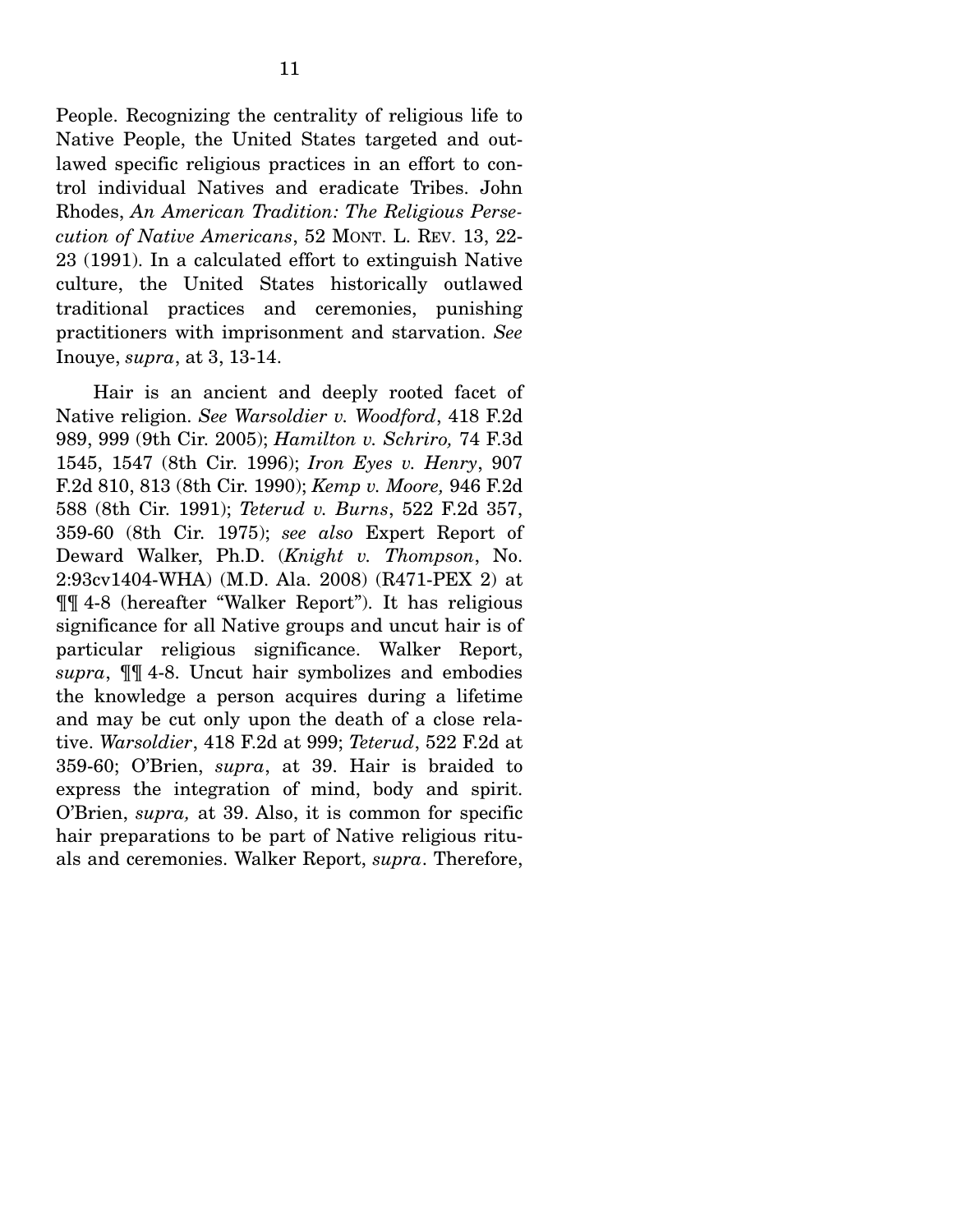People. Recognizing the centrality of religious life to Native People, the United States targeted and outlawed specific religious practices in an effort to control individual Natives and eradicate Tribes. John Rhodes, *An American Tradition: The Religious Persecution of Native Americans*, 52 MONT. L. REV. 13, 22-23 (1991). In a calculated effort to extinguish Native culture, the United States historically outlawed traditional practices and ceremonies, punishing practitioners with imprisonment and starvation. *See* Inouye, *supra*, at 3, 13-14.

Hair is an ancient and deeply rooted facet of Native religion. *See Warsoldier v. Woodford*, 418 F.2d 989, 999 (9th Cir. 2005); *Hamilton v. Schriro,* 74 F.3d 1545, 1547 (8th Cir. 1996); *Iron Eyes v. Henry*, 907 F.2d 810, 813 (8th Cir. 1990); *Kemp v. Moore,* 946 F.2d 588 (8th Cir. 1991); *Teterud v. Burns*, 522 F.2d 357, 359-60 (8th Cir. 1975); *see also* Expert Report of Deward Walker, Ph.D. (*Knight v. Thompson*, No. 2:93cv1404-WHA) (M.D. Ala. 2008) (R471-PEX 2) at ¶¶ 4-8 (hereafter "Walker Report"). It has religious significance for all Native groups and uncut hair is of particular religious significance. Walker Report, *supra*, ¶¶ 4-8. Uncut hair symbolizes and embodies the knowledge a person acquires during a lifetime and may be cut only upon the death of a close relative. *Warsoldier*, 418 F.2d at 999; *Teterud*, 522 F.2d at 359-60; O'Brien, *supra*, at 39. Hair is braided to express the integration of mind, body and spirit. O'Brien, *supra,* at 39. Also, it is common for specific hair preparations to be part of Native religious rituals and ceremonies. Walker Report, *supra*. Therefore,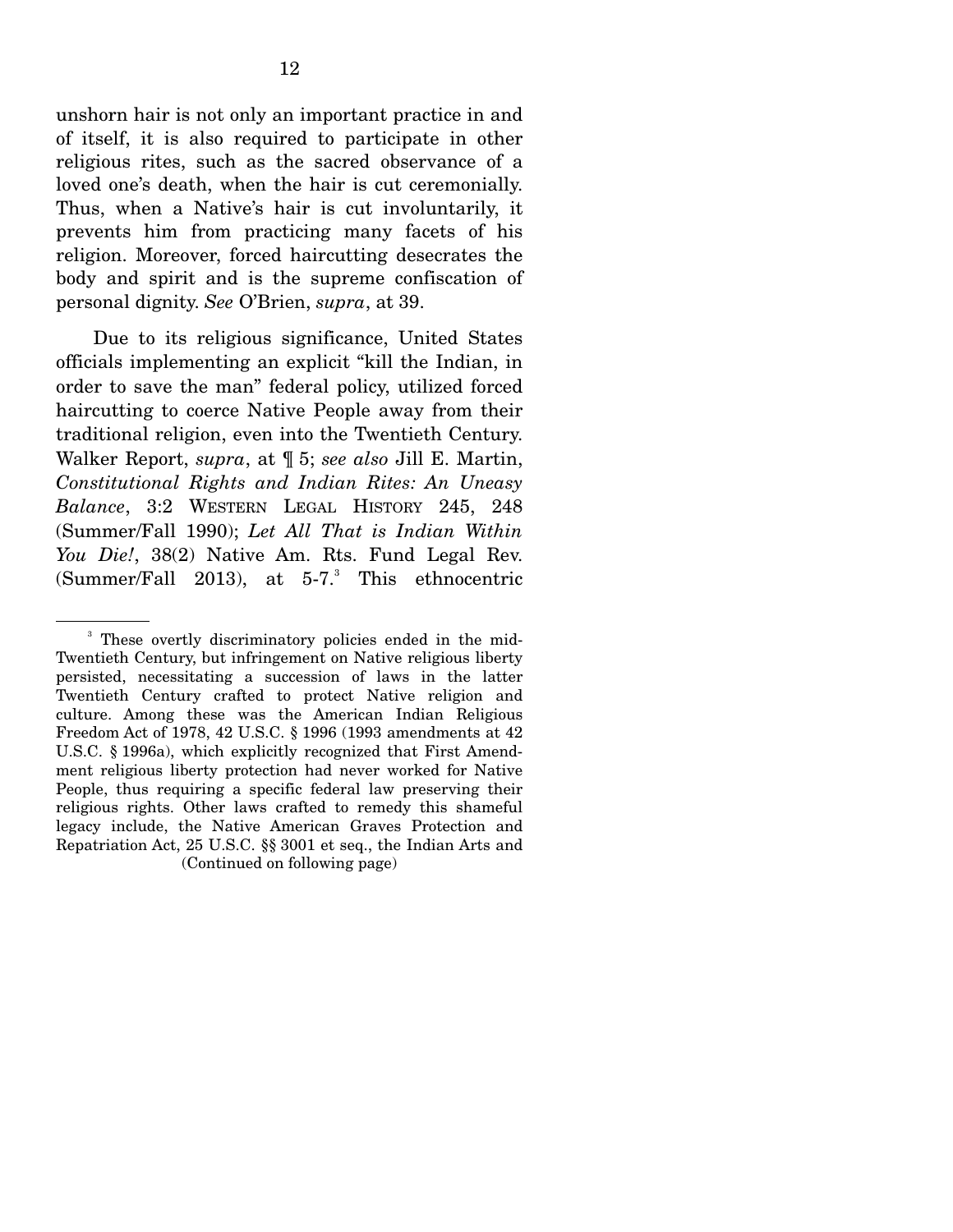unshorn hair is not only an important practice in and of itself, it is also required to participate in other religious rites, such as the sacred observance of a loved one's death, when the hair is cut ceremonially. Thus, when a Native's hair is cut involuntarily, it prevents him from practicing many facets of his religion. Moreover, forced haircutting desecrates the body and spirit and is the supreme confiscation of personal dignity. *See* O'Brien, *supra*, at 39.

Due to its religious significance, United States officials implementing an explicit "kill the Indian, in order to save the man" federal policy, utilized forced haircutting to coerce Native People away from their traditional religion, even into the Twentieth Century. Walker Report, *supra*, at ¶ 5; *see also* Jill E. Martin, *Constitutional Rights and Indian Rites: An Uneasy Balance*, 3:2 WESTERN LEGAL HISTORY 245, 248 (Summer/Fall 1990); *Let All That is Indian Within You Die!*, 38(2) Native Am. Rts. Fund Legal Rev. (Summer/Fall 2013), at 5-7.[3] This ethnocentric

---

[3] These overtly discriminatory policies ended in the mid-Twentieth Century, but infringement on Native religious liberty persisted, necessitating a succession of laws in the latter Twentieth Century crafted to protect Native religion and culture. Among these was the American Indian Religious Freedom Act of 1978, 42 U.S.C. § 1996 (1993 amendments at 42 U.S.C. § 1996a), which explicitly recognized that First Amendment religious liberty protection had never worked for Native People, thus requiring a specific federal law preserving their religious rights. Other laws crafted to remedy this shameful legacy include, the Native American Graves Protection and Repatriation Act, 25 U.S.C. §§ 3001 et seq., the Indian Arts and

(Continued on following page)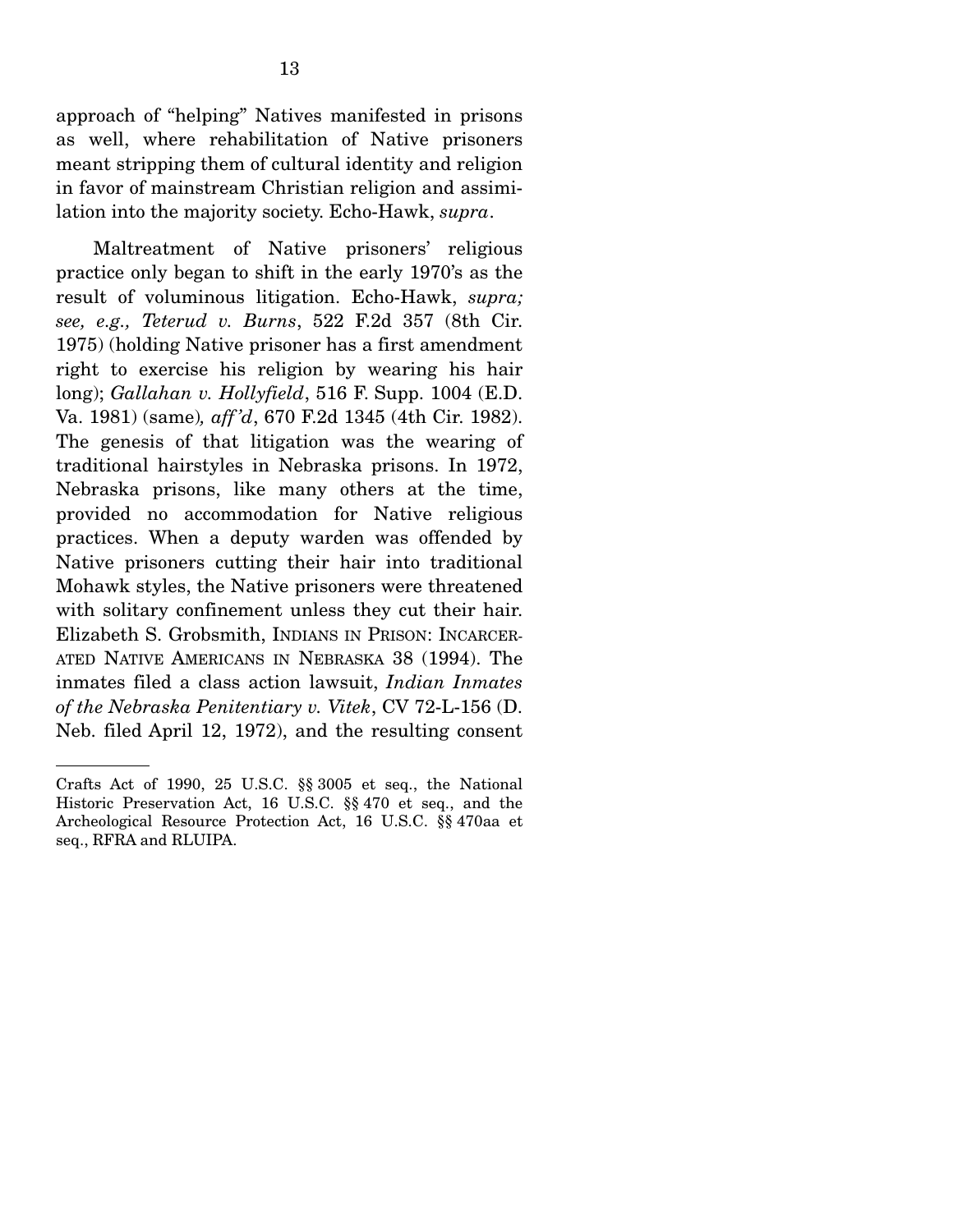approach of "helping" Natives manifested in prisons as well, where rehabilitation of Native prisoners meant stripping them of cultural identity and religion in favor of mainstream Christian religion and assimilation into the majority society. Echo-Hawk, *supra*.

Maltreatment of Native prisoners' religious practice only began to shift in the early 1970's as the result of voluminous litigation. Echo-Hawk, *supra; see, e.g., Teterud v. Burns*, 522 F.2d 357 (8th Cir. 1975) (holding Native prisoner has a first amendment right to exercise his religion by wearing his hair long); *Gallahan v. Hollyfield*, 516 F. Supp. 1004 (E.D. Va. 1981) (same), *aff'd*, 670 F.2d 1345 (4th Cir. 1982). The genesis of that litigation was the wearing of traditional hairstyles in Nebraska prisons. In 1972, Nebraska prisons, like many others at the time, provided no accommodation for Native religious practices. When a deputy warden was offended by Native prisoners cutting their hair into traditional Mohawk styles, the Native prisoners were threatened with solitary confinement unless they cut their hair. Elizabeth S. Grobsmith, INDIANS IN PRISON: INCARCERATED NATIVE AMERICANS IN NEBRASKA 38 (1994). The inmates filed a class action lawsuit, *Indian Inmates of the Nebraska Penitentiary v. Vitek*, CV 72-L-156 (D. Neb. filed April 12, 1972), and the resulting consent

---

Crafts Act of 1990, 25 U.S.C. §§ 3005 et seq., the National Historic Preservation Act, 16 U.S.C. §§ 470 et seq., and the Archeological Resource Protection Act, 16 U.S.C. §§ 470aa et seq., RFRA and RLUIPA.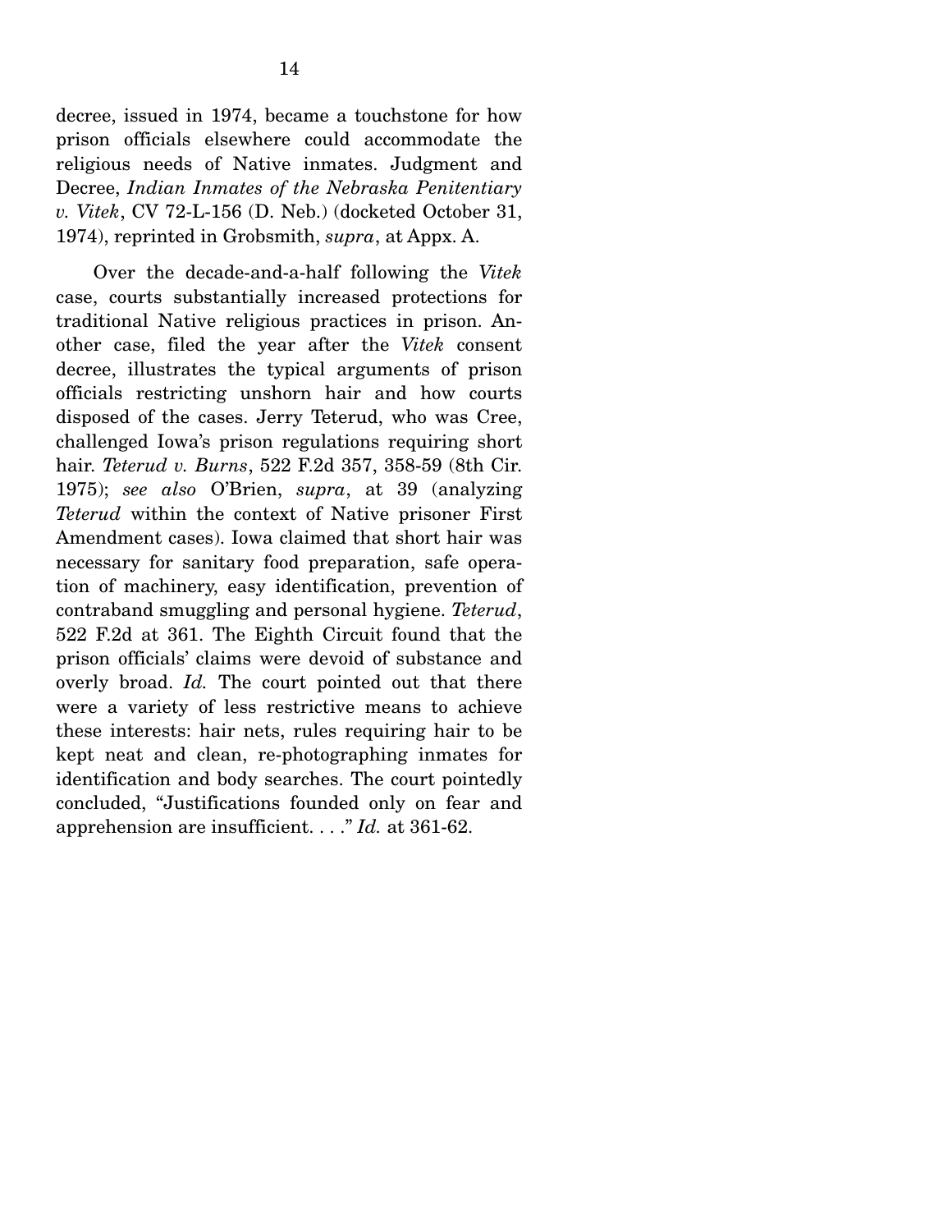decree, issued in 1974, became a touchstone for how prison officials elsewhere could accommodate the religious needs of Native inmates. Judgment and Decree, *Indian Inmates of the Nebraska Penitentiary v. Vitek*, CV 72-L-156 (D. Neb.) (docketed October 31, 1974), reprinted in Grobsmith, *supra*, at Appx. A.

Over the decade-and-a-half following the *Vitek* case, courts substantially increased protections for traditional Native religious practices in prison. Another case, filed the year after the *Vitek* consent decree, illustrates the typical arguments of prison officials restricting unshorn hair and how courts disposed of the cases. Jerry Teterud, who was Cree, challenged Iowa's prison regulations requiring short hair. *Teterud v. Burns*, 522 F.2d 357, 358-59 (8th Cir. 1975); *see also* O'Brien, *supra*, at 39 (analyzing *Teterud* within the context of Native prisoner First Amendment cases). Iowa claimed that short hair was necessary for sanitary food preparation, safe operation of machinery, easy identification, prevention of contraband smuggling and personal hygiene. *Teterud*, 522 F.2d at 361. The Eighth Circuit found that the prison officials' claims were devoid of substance and overly broad. *Id.* The court pointed out that there were a variety of less restrictive means to achieve these interests: hair nets, rules requiring hair to be kept neat and clean, re-photographing inmates for identification and body searches. The court pointedly concluded, "Justifications founded only on fear and apprehension are insufficient. . . ." *Id.* at 361-62.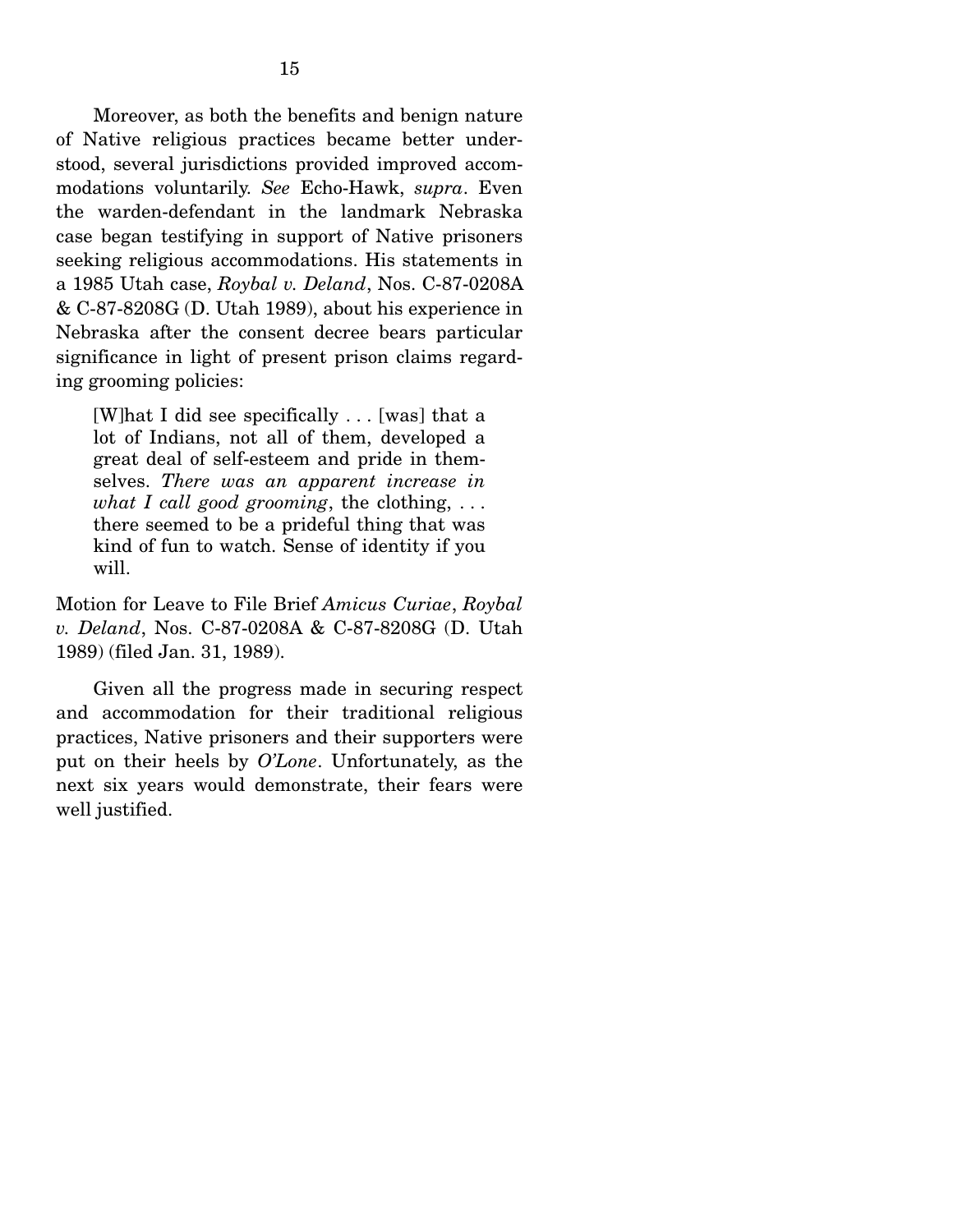Moreover, as both the benefits and benign nature of Native religious practices became better understood, several jurisdictions provided improved accommodations voluntarily. *See* Echo-Hawk, *supra*. Even the warden-defendant in the landmark Nebraska case began testifying in support of Native prisoners seeking religious accommodations. His statements in a 1985 Utah case, *Roybal v. Deland*, Nos. C-87-0208A & C-87-8208G (D. Utah 1989), about his experience in Nebraska after the consent decree bears particular significance in light of present prison claims regarding grooming policies:

> [W]hat I did see specifically . . . [was] that a lot of Indians, not all of them, developed a great deal of self-esteem and pride in themselves. *There was an apparent increase in what I call good grooming*, the clothing, . . . there seemed to be a prideful thing that was kind of fun to watch. Sense of identity if you will.

Motion for Leave to File Brief *Amicus Curiae*, *Roybal v. Deland*, Nos. C-87-0208A & C-87-8208G (D. Utah 1989) (filed Jan. 31, 1989).

Given all the progress made in securing respect and accommodation for their traditional religious practices, Native prisoners and their supporters were put on their heels by *O'Lone*. Unfortunately, as the next six years would demonstrate, their fears were well justified.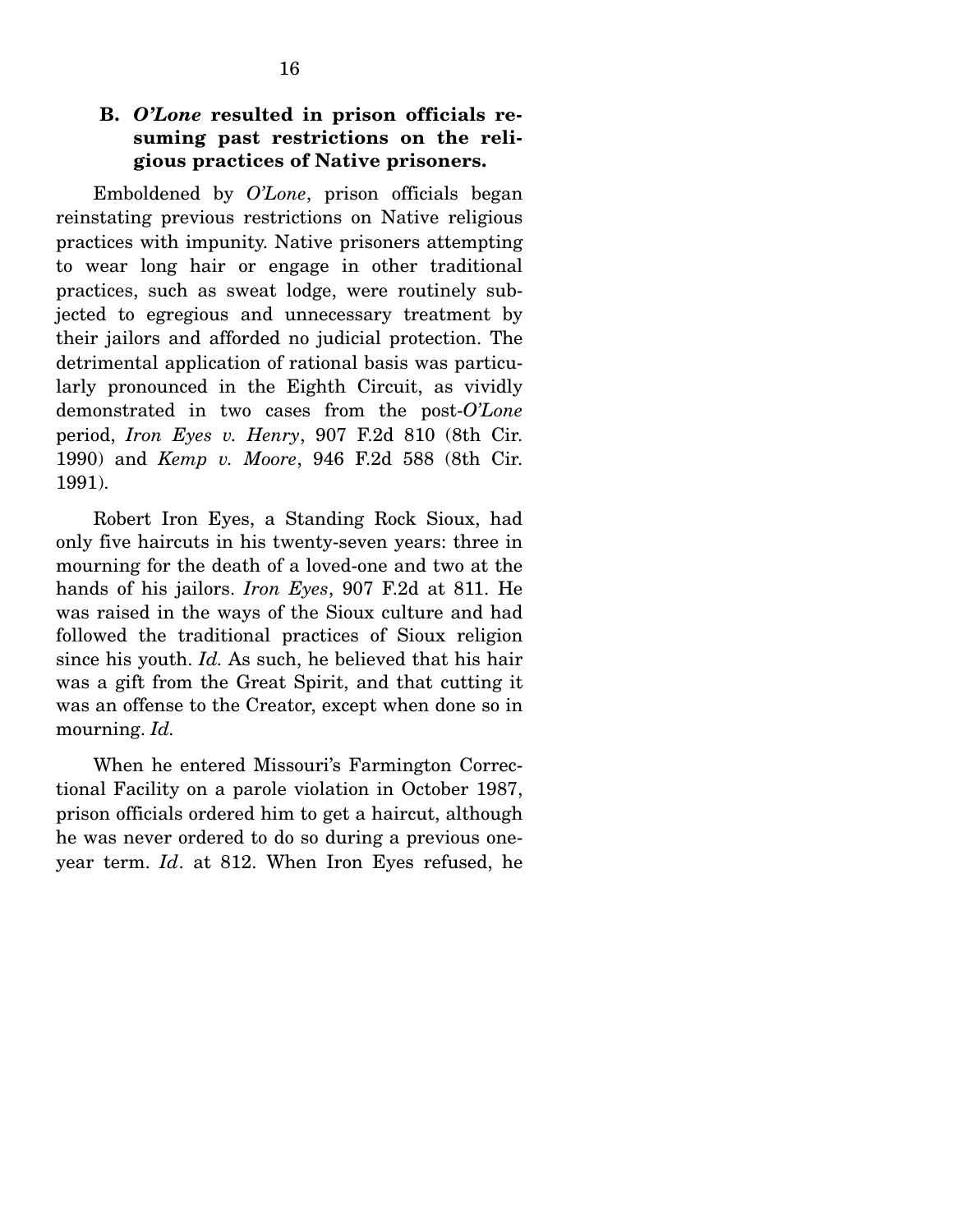### B. *O'Lone* resulted in prison officials resuming past restrictions on the religious practices of Native prisoners.

Emboldened by *O'Lone*, prison officials began reinstating previous restrictions on Native religious practices with impunity. Native prisoners attempting to wear long hair or engage in other traditional practices, such as sweat lodge, were routinely subjected to egregious and unnecessary treatment by their jailors and afforded no judicial protection. The detrimental application of rational basis was particularly pronounced in the Eighth Circuit, as vividly demonstrated in two cases from the post-*O'Lone* period, *Iron Eyes v. Henry*, 907 F.2d 810 (8th Cir. 1990) and *Kemp v. Moore*, 946 F.2d 588 (8th Cir. 1991).

Robert Iron Eyes, a Standing Rock Sioux, had only five haircuts in his twenty-seven years: three in mourning for the death of a loved-one and two at the hands of his jailors. *Iron Eyes*, 907 F.2d at 811. He was raised in the ways of the Sioux culture and had followed the traditional practices of Sioux religion since his youth. *Id.* As such, he believed that his hair was a gift from the Great Spirit, and that cutting it was an offense to the Creator, except when done so in mourning. *Id.*

When he entered Missouri's Farmington Correctional Facility on a parole violation in October 1987, prison officials ordered him to get a haircut, although he was never ordered to do so during a previous one-year term. *Id*. at 812. When Iron Eyes refused, he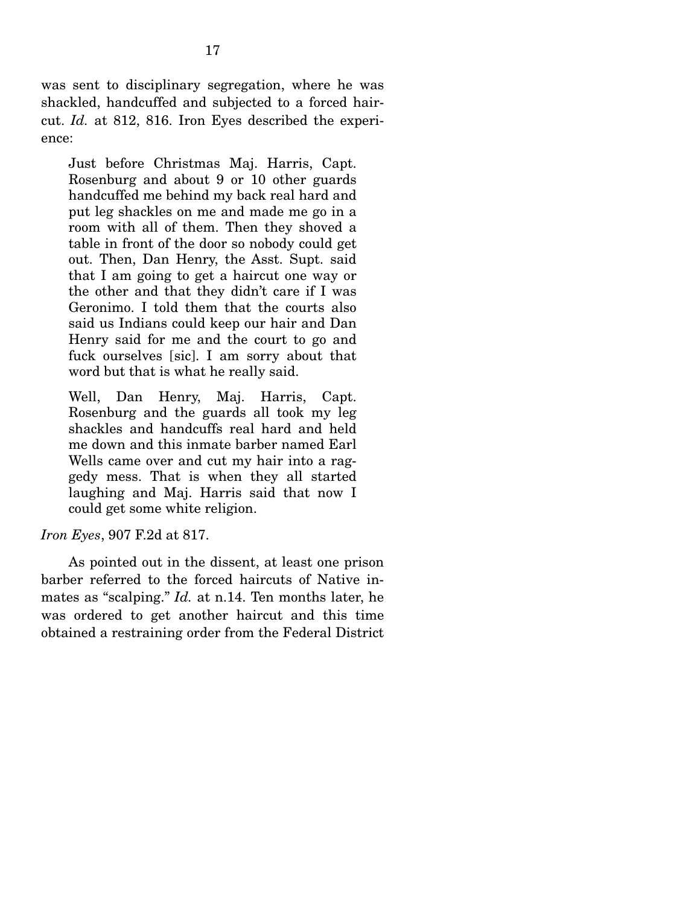was sent to disciplinary segregation, where he was shackled, handcuffed and subjected to a forced haircut. *Id.* at 812, 816. Iron Eyes described the experience:

> Just before Christmas Maj. Harris, Capt. Rosenburg and about 9 or 10 other guards handcuffed me behind my back real hard and put leg shackles on me and made me go in a room with all of them. Then they shoved a table in front of the door so nobody could get out. Then, Dan Henry, the Asst. Supt. said that I am going to get a haircut one way or the other and that they didn't care if I was Geronimo. I told them that the courts also said us Indians could keep our hair and Dan Henry said for me and the court to go and fuck ourselves [sic]. I am sorry about that word but that is what he really said.
>
> Well, Dan Henry, Maj. Harris, Capt. Rosenburg and the guards all took my leg shackles and handcuffs real hard and held me down and this inmate barber named Earl Wells came over and cut my hair into a raggedy mess. That is when they all started laughing and Maj. Harris said that now I could get some white religion.

*Iron Eyes*, 907 F.2d at 817.

As pointed out in the dissent, at least one prison barber referred to the forced haircuts of Native inmates as "scalping." *Id.* at n.14. Ten months later, he was ordered to get another haircut and this time obtained a restraining order from the Federal District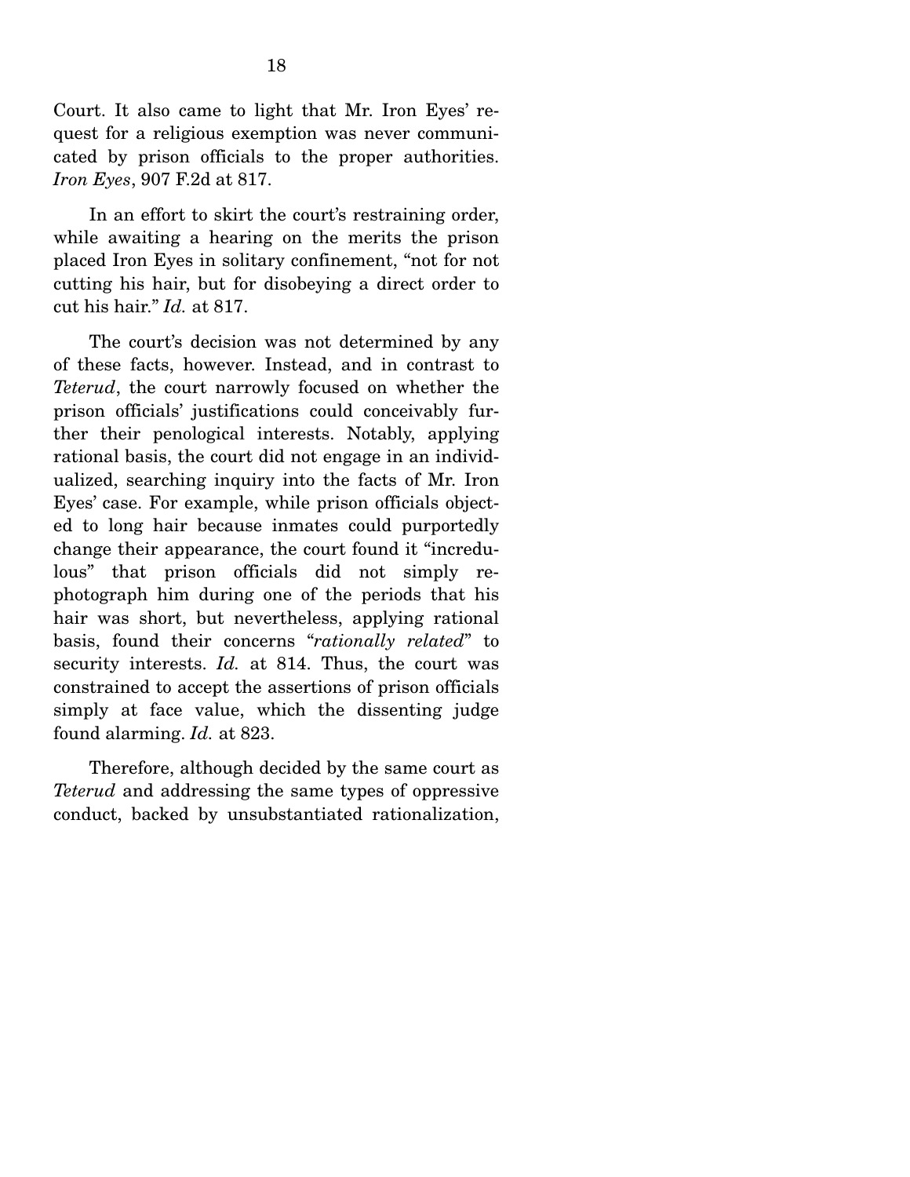Court. It also came to light that Mr. Iron Eyes' request for a religious exemption was never communicated by prison officials to the proper authorities. *Iron Eyes*, 907 F.2d at 817.

In an effort to skirt the court's restraining order, while awaiting a hearing on the merits the prison placed Iron Eyes in solitary confinement, "not for not cutting his hair, but for disobeying a direct order to cut his hair." *Id.* at 817.

The court's decision was not determined by any of these facts, however. Instead, and in contrast to *Teterud*, the court narrowly focused on whether the prison officials' justifications could conceivably further their penological interests. Notably, applying rational basis, the court did not engage in an individualized, searching inquiry into the facts of Mr. Iron Eyes' case. For example, while prison officials objected to long hair because inmates could purportedly change their appearance, the court found it "incredulous" that prison officials did not simply rephotograph him during one of the periods that his hair was short, but nevertheless, applying rational basis, found their concerns "*rationally related*" to security interests. *Id.* at 814. Thus, the court was constrained to accept the assertions of prison officials simply at face value, which the dissenting judge found alarming. *Id.* at 823.

Therefore, although decided by the same court as *Teterud* and addressing the same types of oppressive conduct, backed by unsubstantiated rationalization,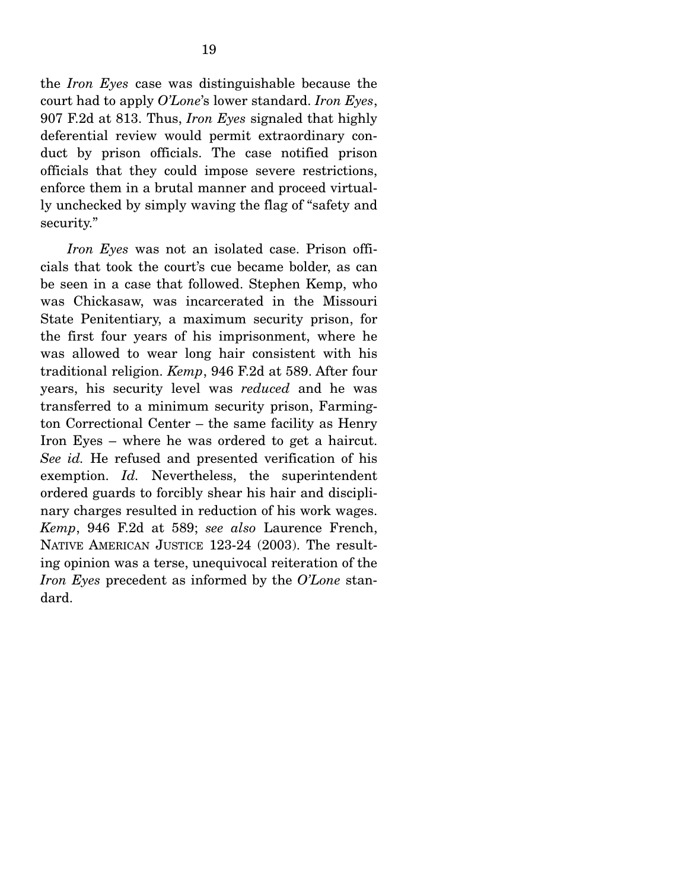the *Iron Eyes* case was distinguishable because the court had to apply *O'Lone*'s lower standard. *Iron Eyes*, 907 F.2d at 813. Thus, *Iron Eyes* signaled that highly deferential review would permit extraordinary conduct by prison officials. The case notified prison officials that they could impose severe restrictions, enforce them in a brutal manner and proceed virtually unchecked by simply waving the flag of "safety and security."

*Iron Eyes* was not an isolated case. Prison officials that took the court's cue became bolder, as can be seen in a case that followed. Stephen Kemp, who was Chickasaw, was incarcerated in the Missouri State Penitentiary, a maximum security prison, for the first four years of his imprisonment, where he was allowed to wear long hair consistent with his traditional religion. *Kemp*, 946 F.2d at 589. After four years, his security level was *reduced* and he was transferred to a minimum security prison, Farmington Correctional Center – the same facility as Henry Iron Eyes – where he was ordered to get a haircut. *See id.* He refused and presented verification of his exemption. *Id.* Nevertheless, the superintendent ordered guards to forcibly shear his hair and disciplinary charges resulted in reduction of his work wages. *Kemp*, 946 F.2d at 589; *see also* Laurence French, NATIVE AMERICAN JUSTICE 123-24 (2003). The resulting opinion was a terse, unequivocal reiteration of the *Iron Eyes* precedent as informed by the *O'Lone* standard.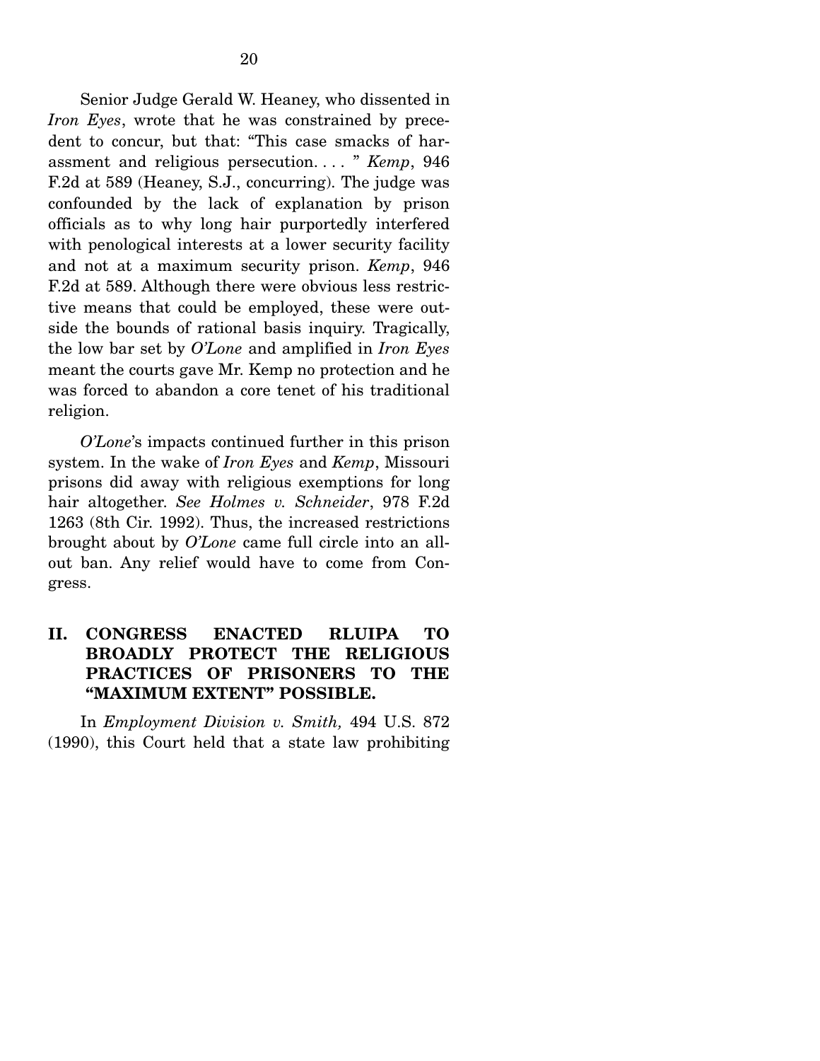Senior Judge Gerald W. Heaney, who dissented in *Iron Eyes*, wrote that he was constrained by precedent to concur, but that: "This case smacks of harassment and religious persecution. . . . " *Kemp*, 946 F.2d at 589 (Heaney, S.J., concurring). The judge was confounded by the lack of explanation by prison officials as to why long hair purportedly interfered with penological interests at a lower security facility and not at a maximum security prison. *Kemp*, 946 F.2d at 589. Although there were obvious less restrictive means that could be employed, these were outside the bounds of rational basis inquiry. Tragically, the low bar set by *O'Lone* and amplified in *Iron Eyes* meant the courts gave Mr. Kemp no protection and he was forced to abandon a core tenet of his traditional religion.

*O'Lone*'s impacts continued further in this prison system. In the wake of *Iron Eyes* and *Kemp*, Missouri prisons did away with religious exemptions for long hair altogether. *See Holmes v. Schneider*, 978 F.2d 1263 (8th Cir. 1992). Thus, the increased restrictions brought about by *O'Lone* came full circle into an all-out ban. Any relief would have to come from Congress.

## II. CONGRESS ENACTED RLUIPA TO BROADLY PROTECT THE RELIGIOUS PRACTICES OF PRISONERS TO THE "MAXIMUM EXTENT" POSSIBLE.

In *Employment Division v. Smith,* 494 U.S. 872 (1990), this Court held that a state law prohibiting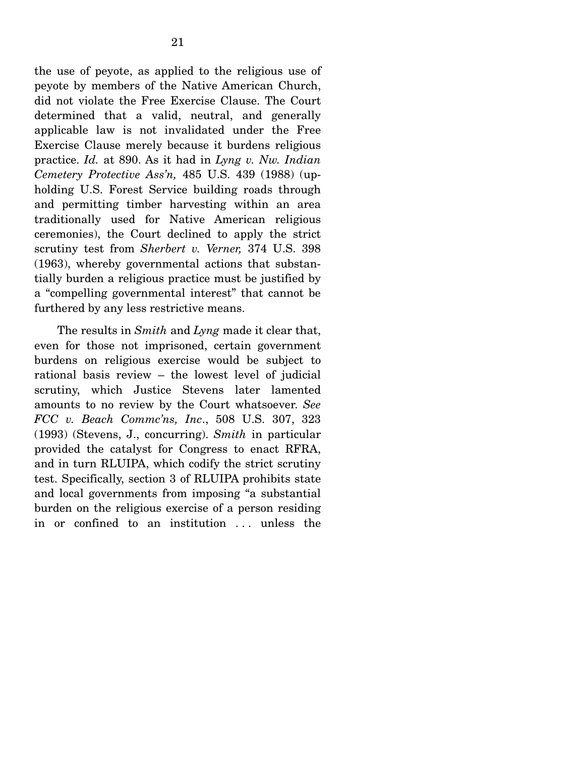the use of peyote, as applied to the religious use of peyote by members of the Native American Church, did not violate the Free Exercise Clause. The Court determined that a valid, neutral, and generally applicable law is not invalidated under the Free Exercise Clause merely because it burdens religious practice. *Id.* at 890. As it had in *Lyng v. Nw. Indian Cemetery Protective Ass'n,* 485 U.S. 439 (1988) (upholding U.S. Forest Service building roads through and permitting timber harvesting within an area traditionally used for Native American religious ceremonies), the Court declined to apply the strict scrutiny test from *Sherbert v. Verner,* 374 U.S. 398 (1963), whereby governmental actions that substantially burden a religious practice must be justified by a "compelling governmental interest" that cannot be furthered by any less restrictive means.

The results in *Smith* and *Lyng* made it clear that, even for those not imprisoned, certain government burdens on religious exercise would be subject to rational basis review – the lowest level of judicial scrutiny, which Justice Stevens later lamented amounts to no review by the Court whatsoever. *See FCC v. Beach Commc'ns, Inc*., 508 U.S. 307, 323 (1993) (Stevens, J., concurring). *Smith* in particular provided the catalyst for Congress to enact RFRA, and in turn RLUIPA, which codify the strict scrutiny test. Specifically, section 3 of RLUIPA prohibits state and local governments from imposing "a substantial burden on the religious exercise of a person residing in or confined to an institution . . . unless the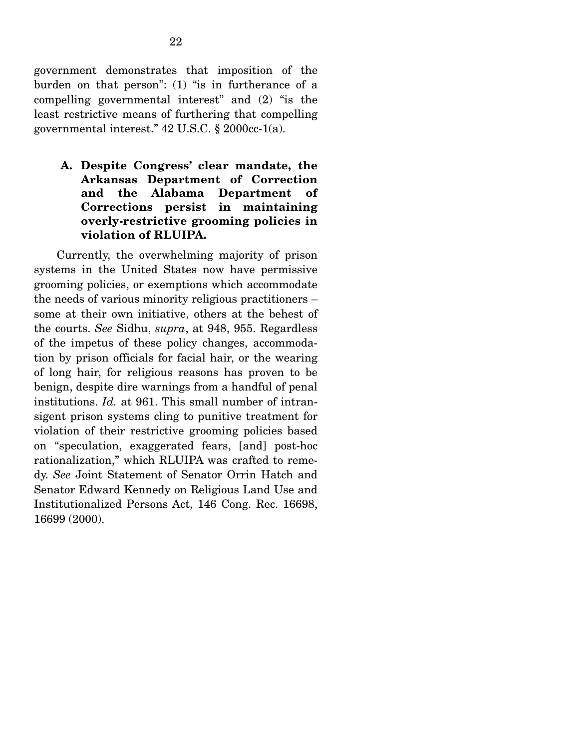government demonstrates that imposition of the burden on that person": (1) "is in furtherance of a compelling governmental interest" and (2) "is the least restrictive means of furthering that compelling governmental interest." 42 U.S.C. § 2000cc-1(a).

### A. Despite Congress' clear mandate, the Arkansas Department of Correction and the Alabama Department of Corrections persist in maintaining overly-restrictive grooming policies in violation of RLUIPA.

Currently, the overwhelming majority of prison systems in the United States now have permissive grooming policies, or exemptions which accommodate the needs of various minority religious practitioners – some at their own initiative, others at the behest of the courts. *See* Sidhu, *supra*, at 948, 955. Regardless of the impetus of these policy changes, accommodation by prison officials for facial hair, or the wearing of long hair, for religious reasons has proven to be benign, despite dire warnings from a handful of penal institutions. *Id.* at 961. This small number of intransigent prison systems cling to punitive treatment for violation of their restrictive grooming policies based on "speculation, exaggerated fears, [and] post-hoc rationalization," which RLUIPA was crafted to remedy. *See* Joint Statement of Senator Orrin Hatch and Senator Edward Kennedy on Religious Land Use and Institutionalized Persons Act, 146 Cong. Rec. 16698, 16699 (2000).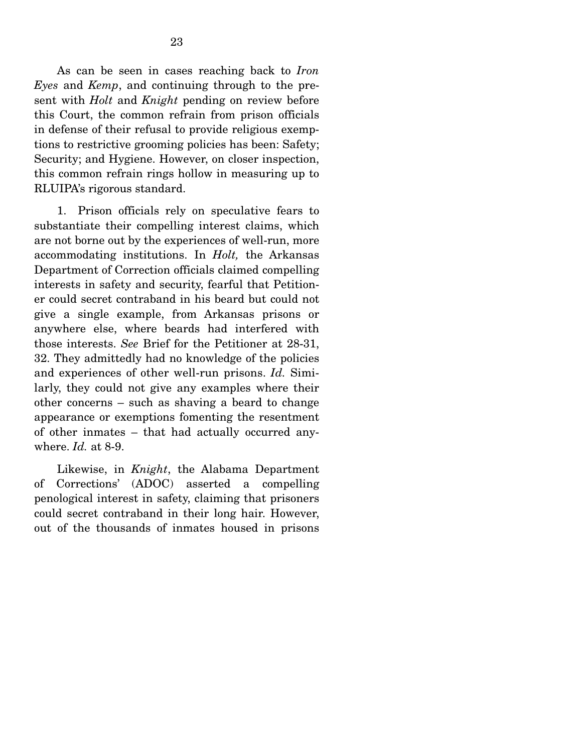As can be seen in cases reaching back to *Iron Eyes* and *Kemp*, and continuing through to the present with *Holt* and *Knight* pending on review before this Court, the common refrain from prison officials in defense of their refusal to provide religious exemptions to restrictive grooming policies has been: Safety; Security; and Hygiene. However, on closer inspection, this common refrain rings hollow in measuring up to RLUIPA's rigorous standard.

1. Prison officials rely on speculative fears to substantiate their compelling interest claims, which are not borne out by the experiences of well-run, more accommodating institutions. In *Holt,* the Arkansas Department of Correction officials claimed compelling interests in safety and security, fearful that Petitioner could secret contraband in his beard but could not give a single example, from Arkansas prisons or anywhere else, where beards had interfered with those interests. *See* Brief for the Petitioner at 28-31, 32. They admittedly had no knowledge of the policies and experiences of other well-run prisons. *Id.* Similarly, they could not give any examples where their other concerns – such as shaving a beard to change appearance or exemptions fomenting the resentment of other inmates – that had actually occurred anywhere. *Id.* at 8-9.

Likewise, in *Knight*, the Alabama Department of Corrections' (ADOC) asserted a compelling penological interest in safety, claiming that prisoners could secret contraband in their long hair. However, out of the thousands of inmates housed in prisons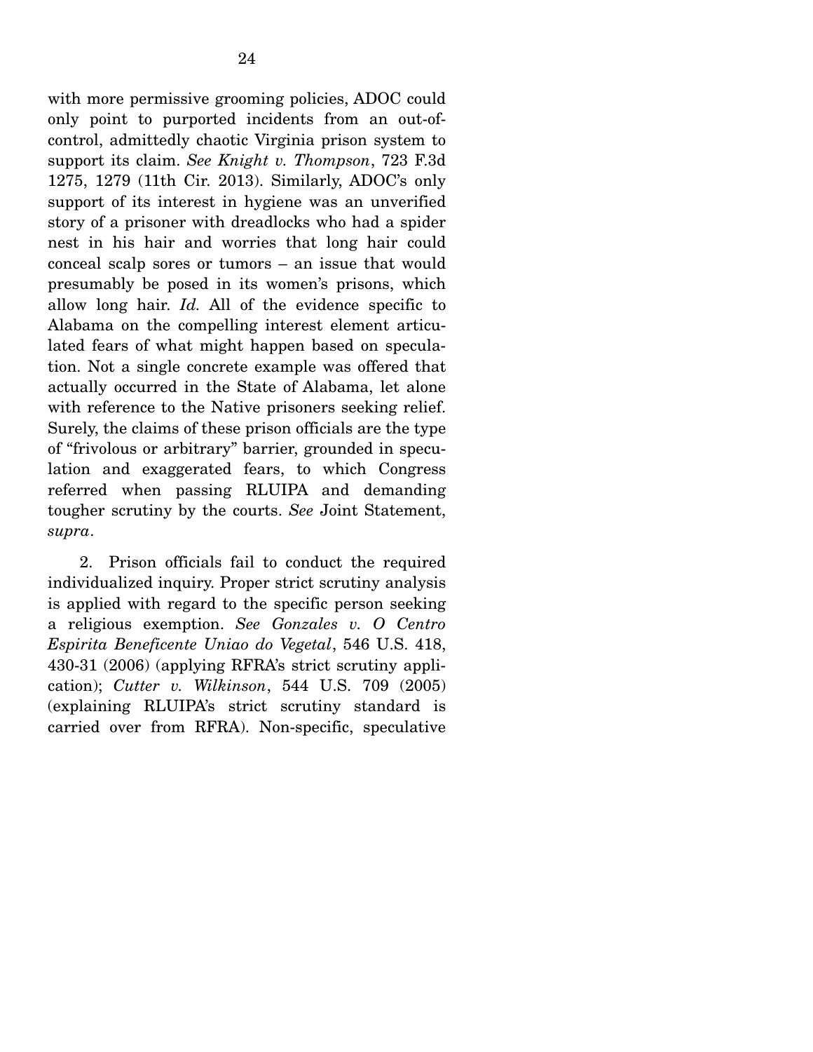with more permissive grooming policies, ADOC could only point to purported incidents from an out-of-control, admittedly chaotic Virginia prison system to support its claim. *See Knight v. Thompson*, 723 F.3d 1275, 1279 (11th Cir. 2013). Similarly, ADOC's only support of its interest in hygiene was an unverified story of a prisoner with dreadlocks who had a spider nest in his hair and worries that long hair could conceal scalp sores or tumors – an issue that would presumably be posed in its women's prisons, which allow long hair. *Id.* All of the evidence specific to Alabama on the compelling interest element articulated fears of what might happen based on speculation. Not a single concrete example was offered that actually occurred in the State of Alabama, let alone with reference to the Native prisoners seeking relief. Surely, the claims of these prison officials are the type of "frivolous or arbitrary" barrier, grounded in speculation and exaggerated fears, to which Congress referred when passing RLUIPA and demanding tougher scrutiny by the courts. *See* Joint Statement, *supra*.

2. Prison officials fail to conduct the required individualized inquiry. Proper strict scrutiny analysis is applied with regard to the specific person seeking a religious exemption. *See Gonzales v. O Centro Espirita Beneficente Uniao do Vegetal*, 546 U.S. 418, 430-31 (2006) (applying RFRA's strict scrutiny application); *Cutter v. Wilkinson*, 544 U.S. 709 (2005) (explaining RLUIPA's strict scrutiny standard is carried over from RFRA). Non-specific, speculative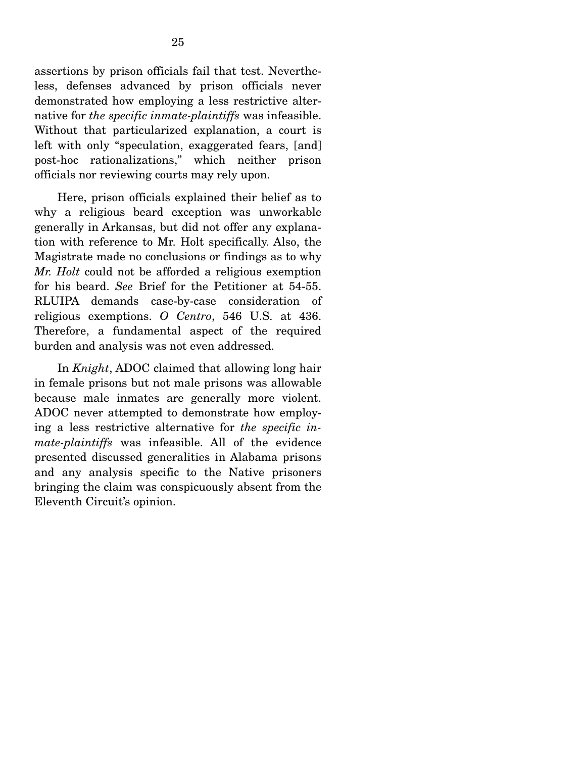assertions by prison officials fail that test. Nevertheless, defenses advanced by prison officials never demonstrated how employing a less restrictive alternative for *the specific inmate-plaintiffs* was infeasible. Without that particularized explanation, a court is left with only "speculation, exaggerated fears, [and] post-hoc rationalizations," which neither prison officials nor reviewing courts may rely upon.

Here, prison officials explained their belief as to why a religious beard exception was unworkable generally in Arkansas, but did not offer any explanation with reference to Mr. Holt specifically. Also, the Magistrate made no conclusions or findings as to why *Mr. Holt* could not be afforded a religious exemption for his beard. *See* Brief for the Petitioner at 54-55. RLUIPA demands case-by-case consideration of religious exemptions. *O Centro*, 546 U.S. at 436. Therefore, a fundamental aspect of the required burden and analysis was not even addressed.

In *Knight*, ADOC claimed that allowing long hair in female prisons but not male prisons was allowable because male inmates are generally more violent. ADOC never attempted to demonstrate how employing a less restrictive alternative for *the specific inmate-plaintiffs* was infeasible. All of the evidence presented discussed generalities in Alabama prisons and any analysis specific to the Native prisoners bringing the claim was conspicuously absent from the Eleventh Circuit's opinion.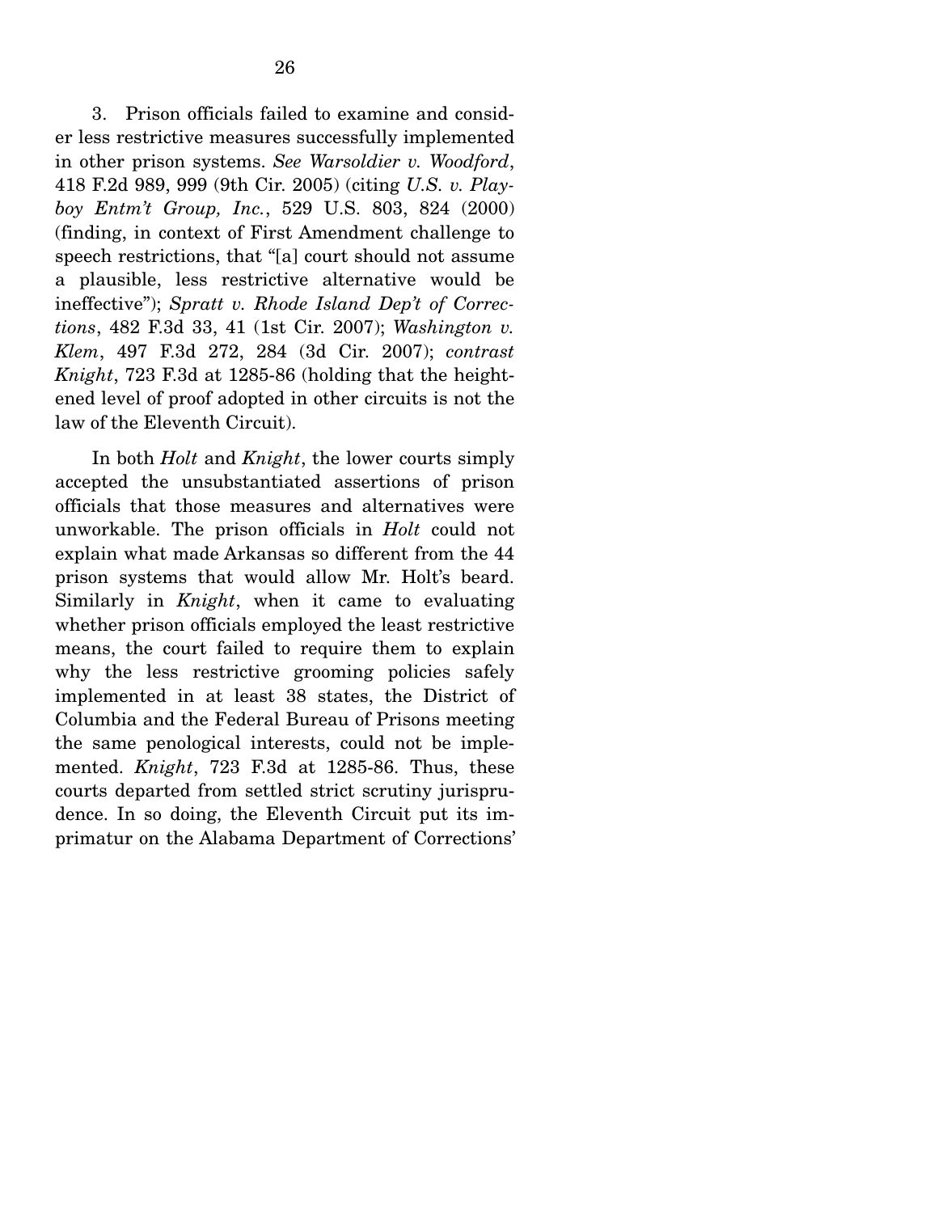3. Prison officials failed to examine and consider less restrictive measures successfully implemented in other prison systems. *See Warsoldier v. Woodford*, 418 F.2d 989, 999 (9th Cir. 2005) (citing *U.S. v. Playboy Entm't Group, Inc.*, 529 U.S. 803, 824 (2000) (finding, in context of First Amendment challenge to speech restrictions, that "[a] court should not assume a plausible, less restrictive alternative would be ineffective"); *Spratt v. Rhode Island Dep't of Corrections*, 482 F.3d 33, 41 (1st Cir. 2007); *Washington v. Klem*, 497 F.3d 272, 284 (3d Cir. 2007); *contrast Knight*, 723 F.3d at 1285-86 (holding that the heightened level of proof adopted in other circuits is not the law of the Eleventh Circuit).

In both *Holt* and *Knight*, the lower courts simply accepted the unsubstantiated assertions of prison officials that those measures and alternatives were unworkable. The prison officials in *Holt* could not explain what made Arkansas so different from the 44 prison systems that would allow Mr. Holt's beard. Similarly in *Knight*, when it came to evaluating whether prison officials employed the least restrictive means, the court failed to require them to explain why the less restrictive grooming policies safely implemented in at least 38 states, the District of Columbia and the Federal Bureau of Prisons meeting the same penological interests, could not be implemented. *Knight*, 723 F.3d at 1285-86. Thus, these courts departed from settled strict scrutiny jurisprudence. In so doing, the Eleventh Circuit put its imprimatur on the Alabama Department of Corrections'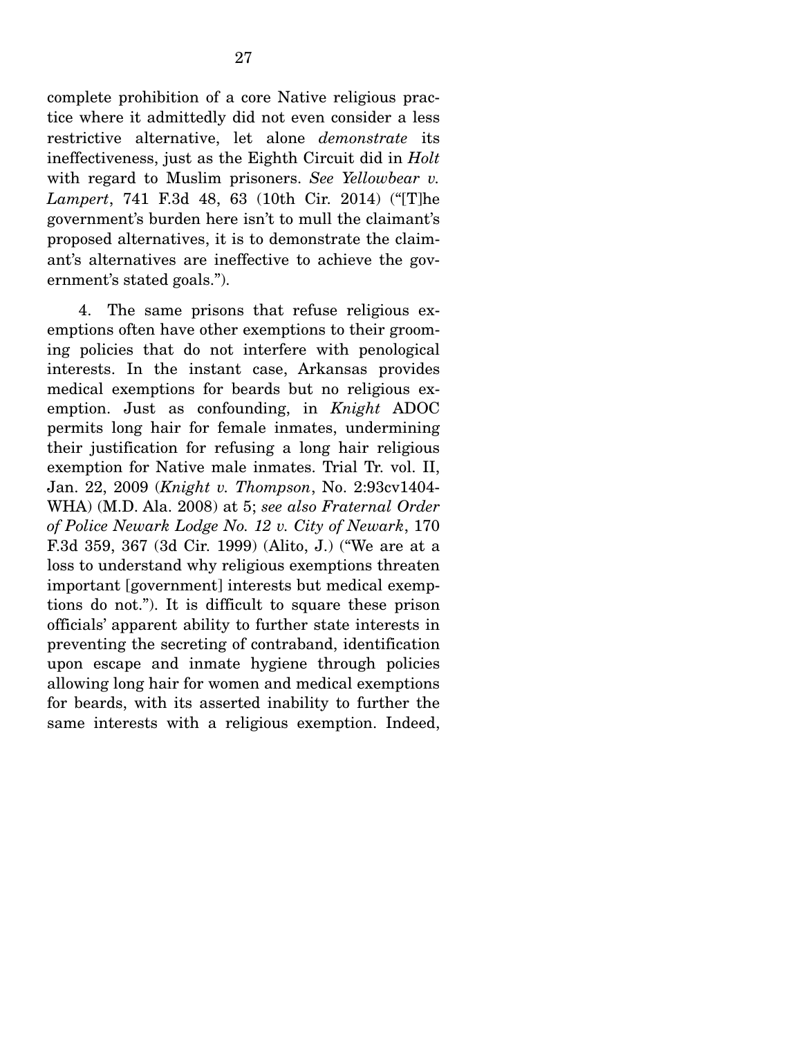complete prohibition of a core Native religious practice where it admittedly did not even consider a less restrictive alternative, let alone *demonstrate* its ineffectiveness, just as the Eighth Circuit did in *Holt* with regard to Muslim prisoners. *See Yellowbear v. Lampert*, 741 F.3d 48, 63 (10th Cir. 2014) ("[T]he government's burden here isn't to mull the claimant's proposed alternatives, it is to demonstrate the claimant's alternatives are ineffective to achieve the government's stated goals.").

4. The same prisons that refuse religious exemptions often have other exemptions to their grooming policies that do not interfere with penological interests. In the instant case, Arkansas provides medical exemptions for beards but no religious exemption. Just as confounding, in *Knight* ADOC permits long hair for female inmates, undermining their justification for refusing a long hair religious exemption for Native male inmates. Trial Tr. vol. II, Jan. 22, 2009 (*Knight v. Thompson*, No. 2:93cv1404-WHA) (M.D. Ala. 2008) at 5; *see also Fraternal Order of Police Newark Lodge No. 12 v. City of Newark*, 170 F.3d 359, 367 (3d Cir. 1999) (Alito, J.) ("We are at a loss to understand why religious exemptions threaten important [government] interests but medical exemptions do not."). It is difficult to square these prison officials' apparent ability to further state interests in preventing the secreting of contraband, identification upon escape and inmate hygiene through policies allowing long hair for women and medical exemptions for beards, with its asserted inability to further the same interests with a religious exemption. Indeed,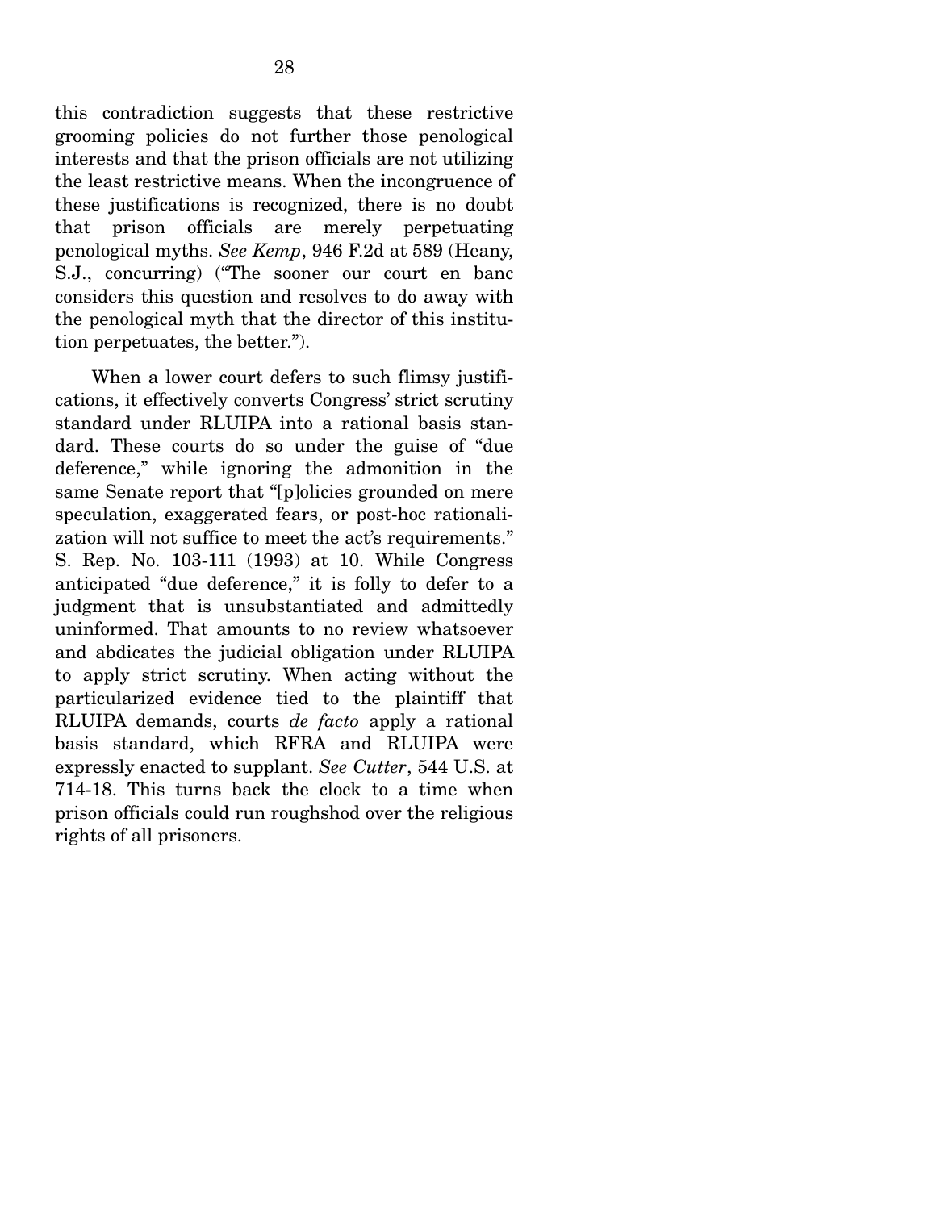this contradiction suggests that these restrictive grooming policies do not further those penological interests and that the prison officials are not utilizing the least restrictive means. When the incongruence of these justifications is recognized, there is no doubt that prison officials are merely perpetuating penological myths. *See Kemp*, 946 F.2d at 589 (Heany, S.J., concurring) ("The sooner our court en banc considers this question and resolves to do away with the penological myth that the director of this institution perpetuates, the better.").

When a lower court defers to such flimsy justifications, it effectively converts Congress' strict scrutiny standard under RLUIPA into a rational basis standard. These courts do so under the guise of "due deference," while ignoring the admonition in the same Senate report that "[p]olicies grounded on mere speculation, exaggerated fears, or post-hoc rationalization will not suffice to meet the act's requirements." S. Rep. No. 103-111 (1993) at 10. While Congress anticipated "due deference," it is folly to defer to a judgment that is unsubstantiated and admittedly uninformed. That amounts to no review whatsoever and abdicates the judicial obligation under RLUIPA to apply strict scrutiny. When acting without the particularized evidence tied to the plaintiff that RLUIPA demands, courts *de facto* apply a rational basis standard, which RFRA and RLUIPA were expressly enacted to supplant. *See Cutter*, 544 U.S. at 714-18. This turns back the clock to a time when prison officials could run roughshod over the religious rights of all prisoners.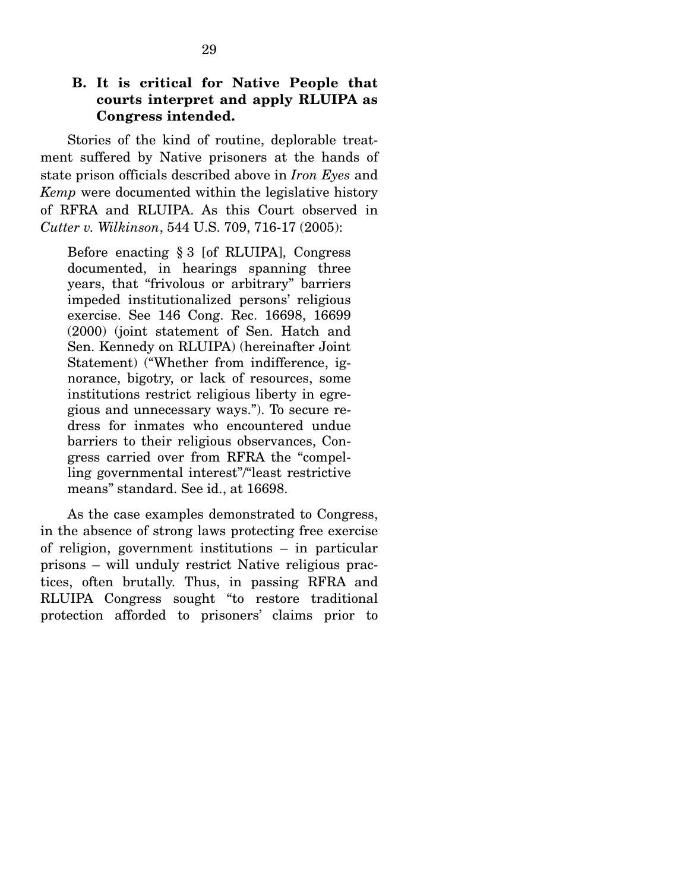### B. It is critical for Native People that courts interpret and apply RLUIPA as Congress intended.

Stories of the kind of routine, deplorable treatment suffered by Native prisoners at the hands of state prison officials described above in *Iron Eyes* and *Kemp* were documented within the legislative history of RFRA and RLUIPA. As this Court observed in *Cutter v. Wilkinson*, 544 U.S. 709, 716-17 (2005):

> Before enacting § 3 [of RLUIPA], Congress documented, in hearings spanning three years, that "frivolous or arbitrary" barriers impeded institutionalized persons' religious exercise. See 146 Cong. Rec. 16698, 16699 (2000) (joint statement of Sen. Hatch and Sen. Kennedy on RLUIPA) (hereinafter Joint Statement) ("Whether from indifference, ignorance, bigotry, or lack of resources, some institutions restrict religious liberty in egregious and unnecessary ways."). To secure redress for inmates who encountered undue barriers to their religious observances, Congress carried over from RFRA the "compelling governmental interest"/"least restrictive means" standard. See id., at 16698.

As the case examples demonstrated to Congress, in the absence of strong laws protecting free exercise of religion, government institutions – in particular prisons – will unduly restrict Native religious practices, often brutally. Thus, in passing RFRA and RLUIPA Congress sought "to restore traditional protection afforded to prisoners' claims prior to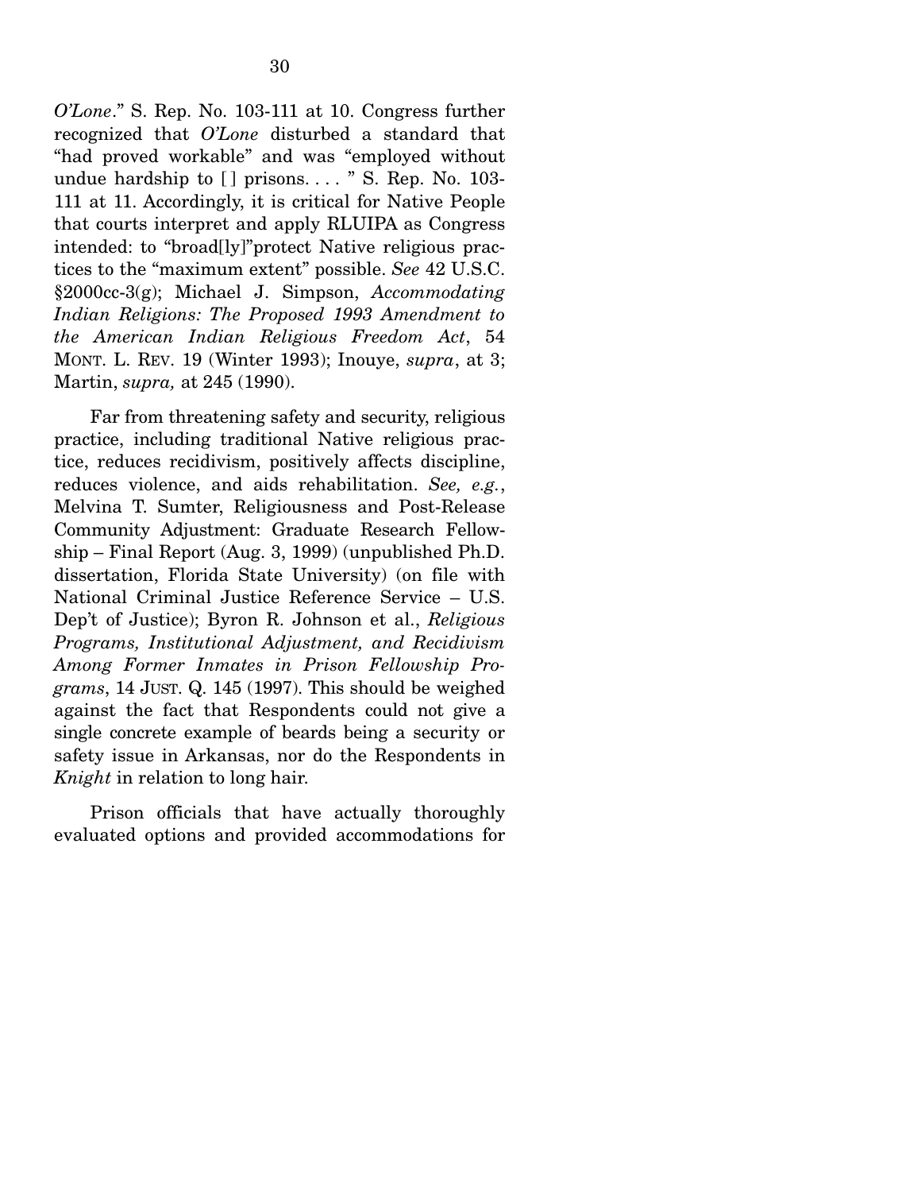*O'Lone*." S. Rep. No. 103-111 at 10. Congress further recognized that *O'Lone* disturbed a standard that "had proved workable" and was "employed without undue hardship to [ ] prisons. . . . " S. Rep. No. 103-111 at 11. Accordingly, it is critical for Native People that courts interpret and apply RLUIPA as Congress intended: to "broad[ly]"protect Native religious practices to the "maximum extent" possible. *See* 42 U.S.C. §2000cc-3(g); Michael J. Simpson, *Accommodating Indian Religions: The Proposed 1993 Amendment to the American Indian Religious Freedom Act*, 54 MONT. L. REV. 19 (Winter 1993); Inouye, *supra*, at 3; Martin, *supra,* at 245 (1990).

Far from threatening safety and security, religious practice, including traditional Native religious practice, reduces recidivism, positively affects discipline, reduces violence, and aids rehabilitation. *See, e.g.*, Melvina T. Sumter, Religiousness and Post-Release Community Adjustment: Graduate Research Fellowship – Final Report (Aug. 3, 1999) (unpublished Ph.D. dissertation, Florida State University) (on file with National Criminal Justice Reference Service – U.S. Dep't of Justice); Byron R. Johnson et al., *Religious Programs, Institutional Adjustment, and Recidivism Among Former Inmates in Prison Fellowship Programs*, 14 JUST. Q. 145 (1997). This should be weighed against the fact that Respondents could not give a single concrete example of beards being a security or safety issue in Arkansas, nor do the Respondents in *Knight* in relation to long hair.

Prison officials that have actually thoroughly evaluated options and provided accommodations for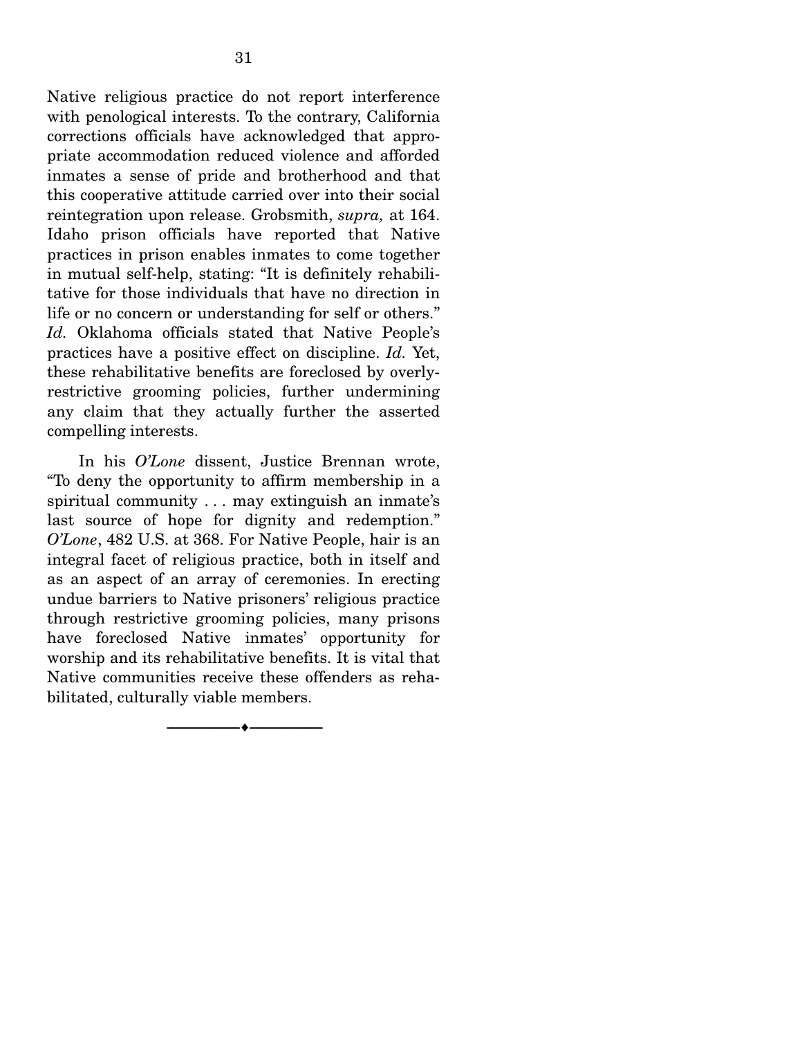Native religious practice do not report interference with penological interests. To the contrary, California corrections officials have acknowledged that appropriate accommodation reduced violence and afforded inmates a sense of pride and brotherhood and that this cooperative attitude carried over into their social reintegration upon release. Grobsmith, *supra,* at 164. Idaho prison officials have reported that Native practices in prison enables inmates to come together in mutual self-help, stating: "It is definitely rehabilitative for those individuals that have no direction in life or no concern or understanding for self or others." *Id.* Oklahoma officials stated that Native People's practices have a positive effect on discipline. *Id.* Yet, these rehabilitative benefits are foreclosed by overly-restrictive grooming policies, further undermining any claim that they actually further the asserted compelling interests.

In his *O'Lone* dissent, Justice Brennan wrote, "To deny the opportunity to affirm membership in a spiritual community . . . may extinguish an inmate's last source of hope for dignity and redemption." *O'Lone*, 482 U.S. at 368. For Native People, hair is an integral facet of religious practice, both in itself and as an aspect of an array of ceremonies. In erecting undue barriers to Native prisoners' religious practice through restrictive grooming policies, many prisons have foreclosed Native inmates' opportunity for worship and its rehabilitative benefits. It is vital that Native communities receive these offenders as rehabilitated, culturally viable members.

---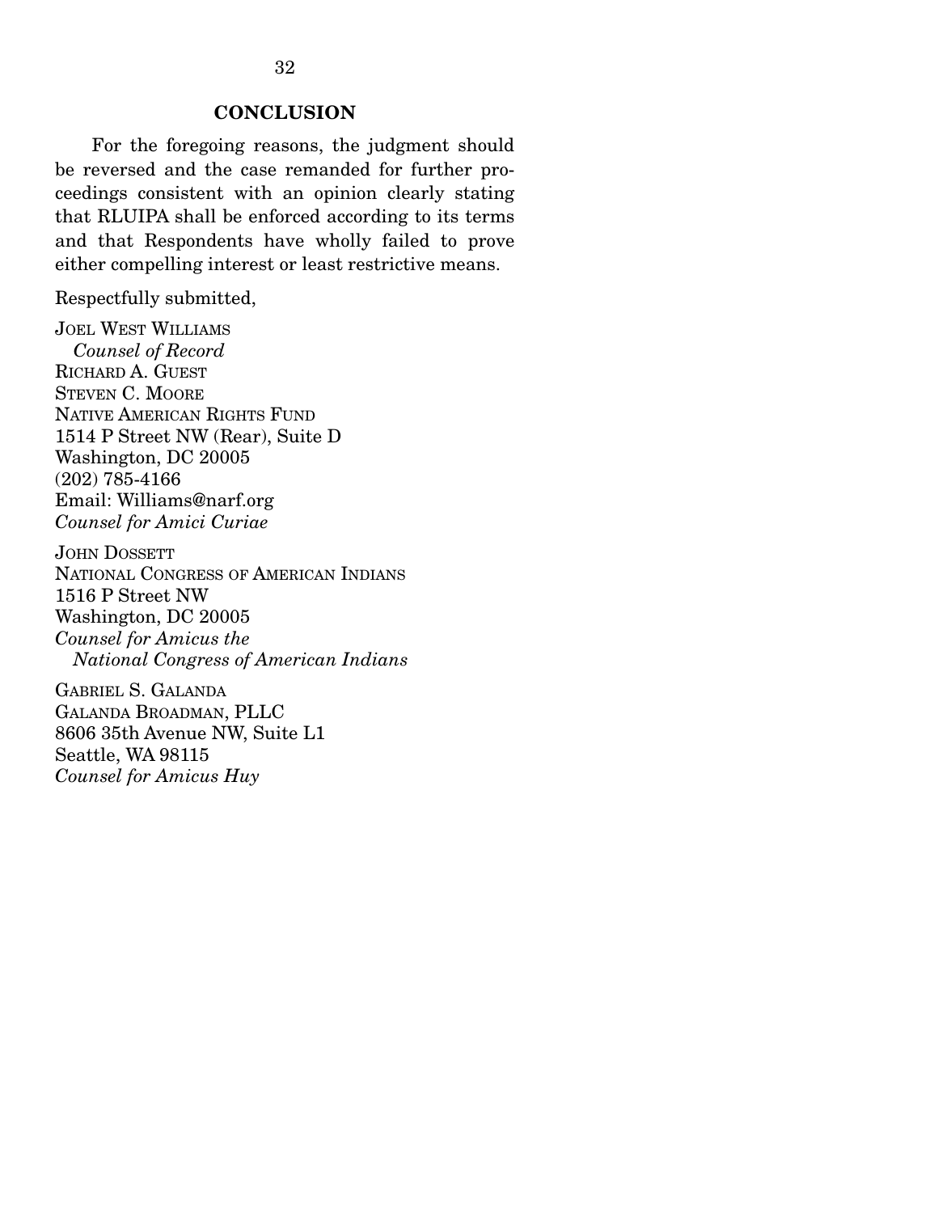## CONCLUSION

For the foregoing reasons, the judgment should be reversed and the case remanded for further proceedings consistent with an opinion clearly stating that RLUIPA shall be enforced according to its terms and that Respondents have wholly failed to prove either compelling interest or least restrictive means.

Respectfully submitted,

JOEL WEST WILLIAMS
*Counsel of Record*
RICHARD A. GUEST
STEVEN C. MOORE
NATIVE AMERICAN RIGHTS FUND
1514 P Street NW (Rear), Suite D
Washington, DC 20005
(202) 785-4166
Email: Williams@narf.org
*Counsel for Amici Curiae*

JOHN DOSSETT
NATIONAL CONGRESS OF AMERICAN INDIANS
1516 P Street NW
Washington, DC 20005
*Counsel for Amicus the National Congress of American Indians*

GABRIEL S. GALANDA
GALANDA BROADMAN, PLLC
8606 35th Avenue NW, Suite L1
Seattle, WA 98115
*Counsel for Amicus Huy*